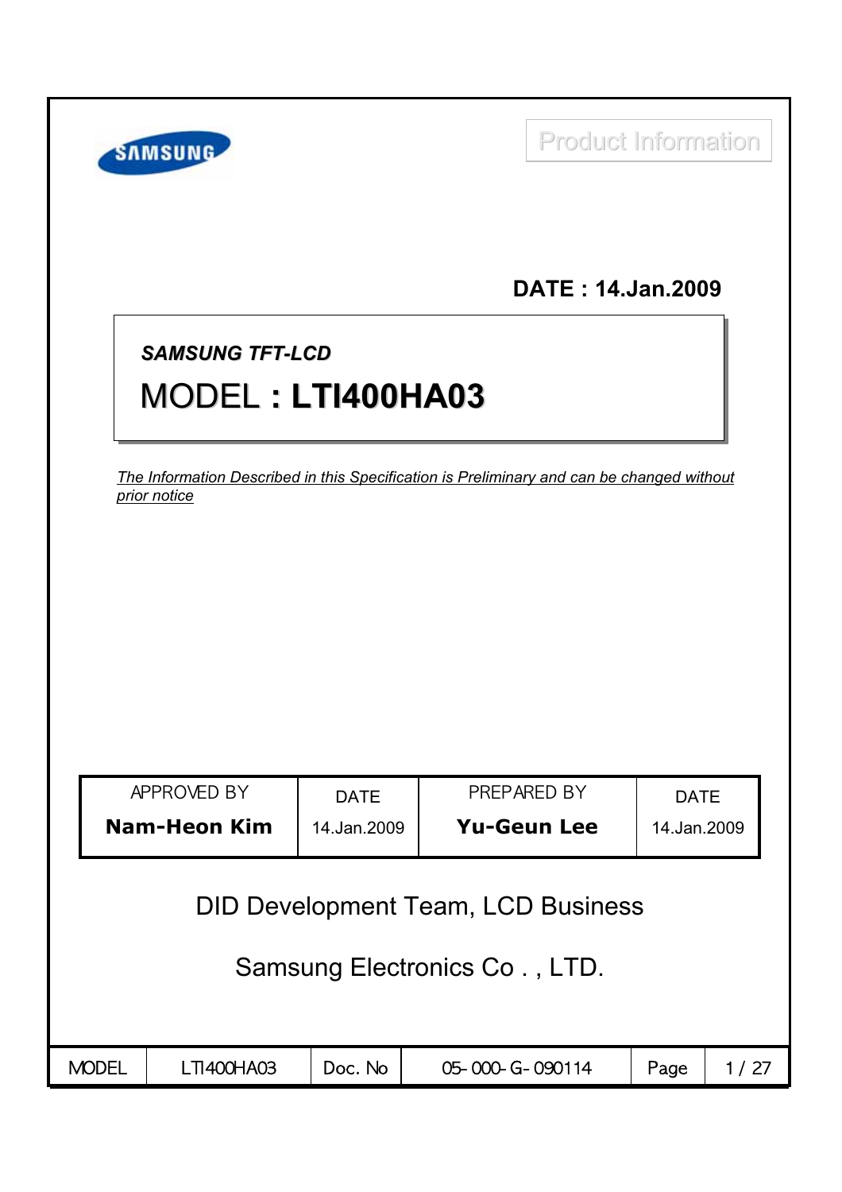Product Information

**DATE : 14.Jan.2009**

***SAMSUNG TFT-LCD***

# MODEL : LTI400HA03

*The Information Described in this Specification is Preliminary and can be changed without prior notice*

| APPROVED BY | DATE | PREPARED BY | DATE |
|---|---|---|---|
| **Nam-Heon Kim** | 14.Jan.2009 | **Yu-Geun Lee** | 14.Jan.2009 |

DID Development Team, LCD Business

Samsung Electronics Co . , LTD.

| MODEL | LTI400HA03 | Doc. No | 05-000-G-090114 |
|---|---|---|---|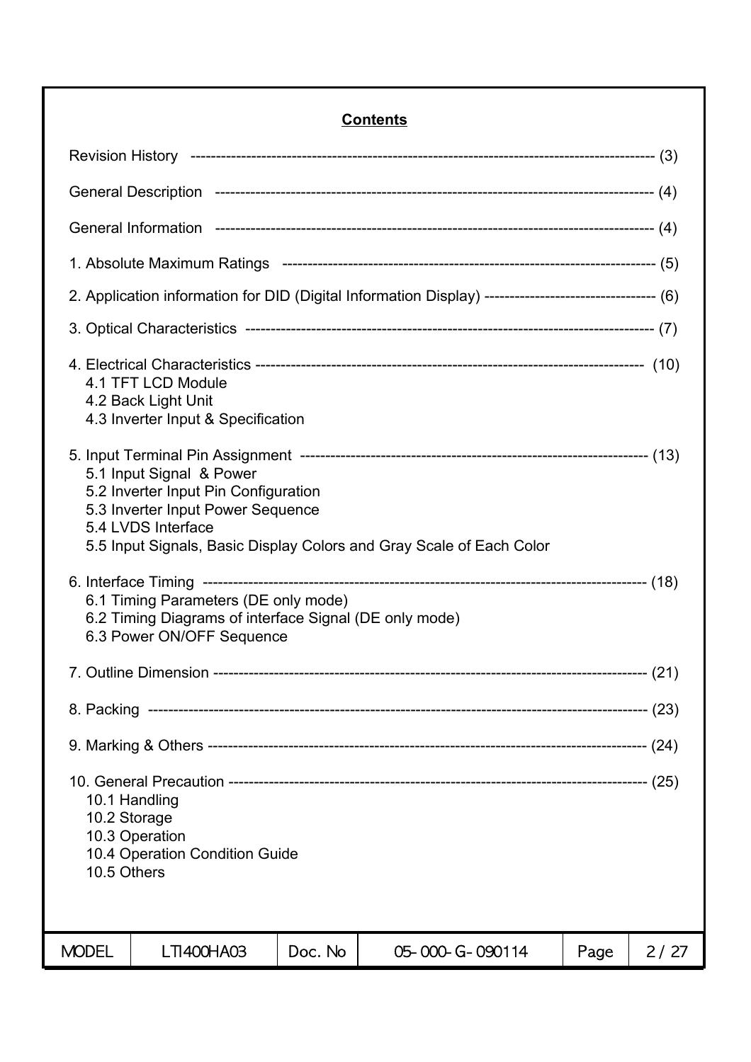## Contents

Revision History ---------------------------------------------------------------------------------------- (3)

General Description ----------------------------------------------------------------------------------- (4)

General Information ----------------------------------------------------------------------------------- (4)

1. Absolute Maximum Ratings ----------------------------------------------------------------------- (5)

2. Application information for DID (Digital Information Display) ---------------------------------- (6)

3. Optical Characteristics ------------------------------------------------------------------------------ (7)

4. Electrical Characteristics ---------------------------------------------------------------------------- (10)
   - 4.1 TFT LCD Module
   - 4.2 Back Light Unit
   - 4.3 Inverter Input & Specification

5. Input Terminal Pin Assignment ------------------------------------------------------------------- (13)
   - 5.1 Input Signal & Power
   - 5.2 Inverter Input Pin Configuration
   - 5.3 Inverter Input Power Sequence
   - 5.4 LVDS Interface
   - 5.5 Input Signals, Basic Display Colors and Gray Scale of Each Color

6. Interface Timing -------------------------------------------------------------------------------------- (18)
   - 6.1 Timing Parameters (DE only mode)
   - 6.2 Timing Diagrams of interface Signal (DE only mode)
   - 6.3 Power ON/OFF Sequence

7. Outline Dimension ---------------------------------------------------------------------------------- (21)

8. Packing ----------------------------------------------------------------------------------------------- (23)

9. Marking & Others ----------------------------------------------------------------------------------- (24)

10. General Precaution ------------------------------------------------------------------------------- (25)
    - 10.1 Handling
    - 10.2 Storage
    - 10.3 Operation
    - 10.4 Operation Condition Guide
    - 10.5 Others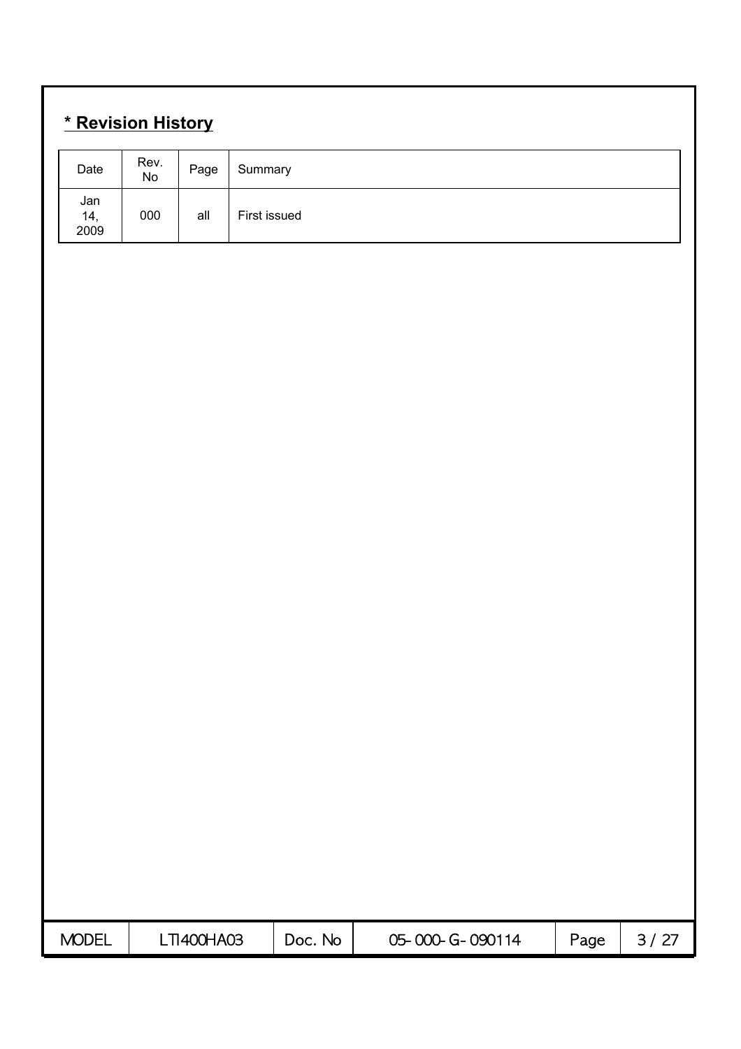## * Revision History

| Date | Rev. No | Page | Summary |
| --- | --- | --- | --- |
| Jan 14, 2009 | 000 | all | First issued |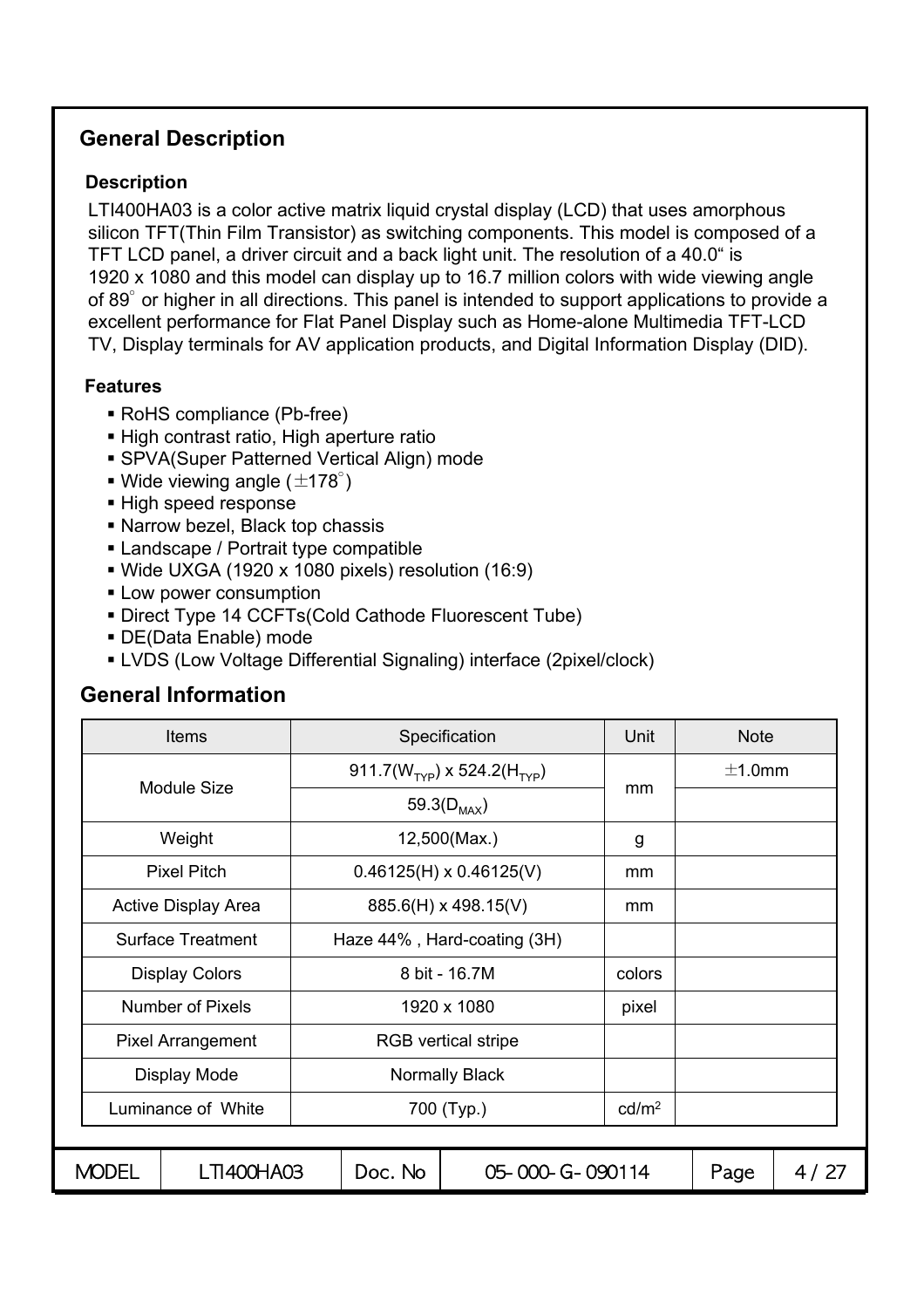## General Description

### Description

LTI400HA03 is a color active matrix liquid crystal display (LCD) that uses amorphous silicon TFT(Thin Film Transistor) as switching components. This model is composed of a TFT LCD panel, a driver circuit and a back light unit. The resolution of a 40.0" is 1920 x 1080 and this model can display up to 16.7 million colors with wide viewing angle of 89° or higher in all directions. This panel is intended to support applications to provide a excellent performance for Flat Panel Display such as Home-alone Multimedia TFT-LCD TV, Display terminals for AV application products, and Digital Information Display (DID).

### Features

- RoHS compliance (Pb-free)
- High contrast ratio, High aperture ratio
- SPVA(Super Patterned Vertical Align) mode
- Wide viewing angle (±178°)
- High speed response
- Narrow bezel, Black top chassis
- Landscape / Portrait type compatible
- Wide UXGA (1920 x 1080 pixels) resolution (16:9)
- Low power consumption
- Direct Type 14 CCFTs(Cold Cathode Fluorescent Tube)
- DE(Data Enable) mode
- LVDS (Low Voltage Differential Signaling) interface (2pixel/clock)

## General Information

| Items | Specification | Unit | Note |
|---|---|---|---|
| Module Size | 911.7($W_{TYP}$) x 524.2($H_{TYP}$) | mm | ±1.0mm |
| | 59.3($D_{MAX}$) | | |
| Weight | 12,500(Max.) | g | |
| Pixel Pitch | 0.46125(H) x 0.46125(V) | mm | |
| Active Display Area | 885.6(H) x 498.15(V) | mm | |
| Surface Treatment | Haze 44% , Hard-coating (3H) | | |
| Display Colors | 8 bit - 16.7M | colors | |
| Number of Pixels | 1920 x 1080 | pixel | |
| Pixel Arrangement | RGB vertical stripe | | |
| Display Mode | Normally Black | | |
| Luminance of White | 700 (Typ.) | $cd/m^2$ | |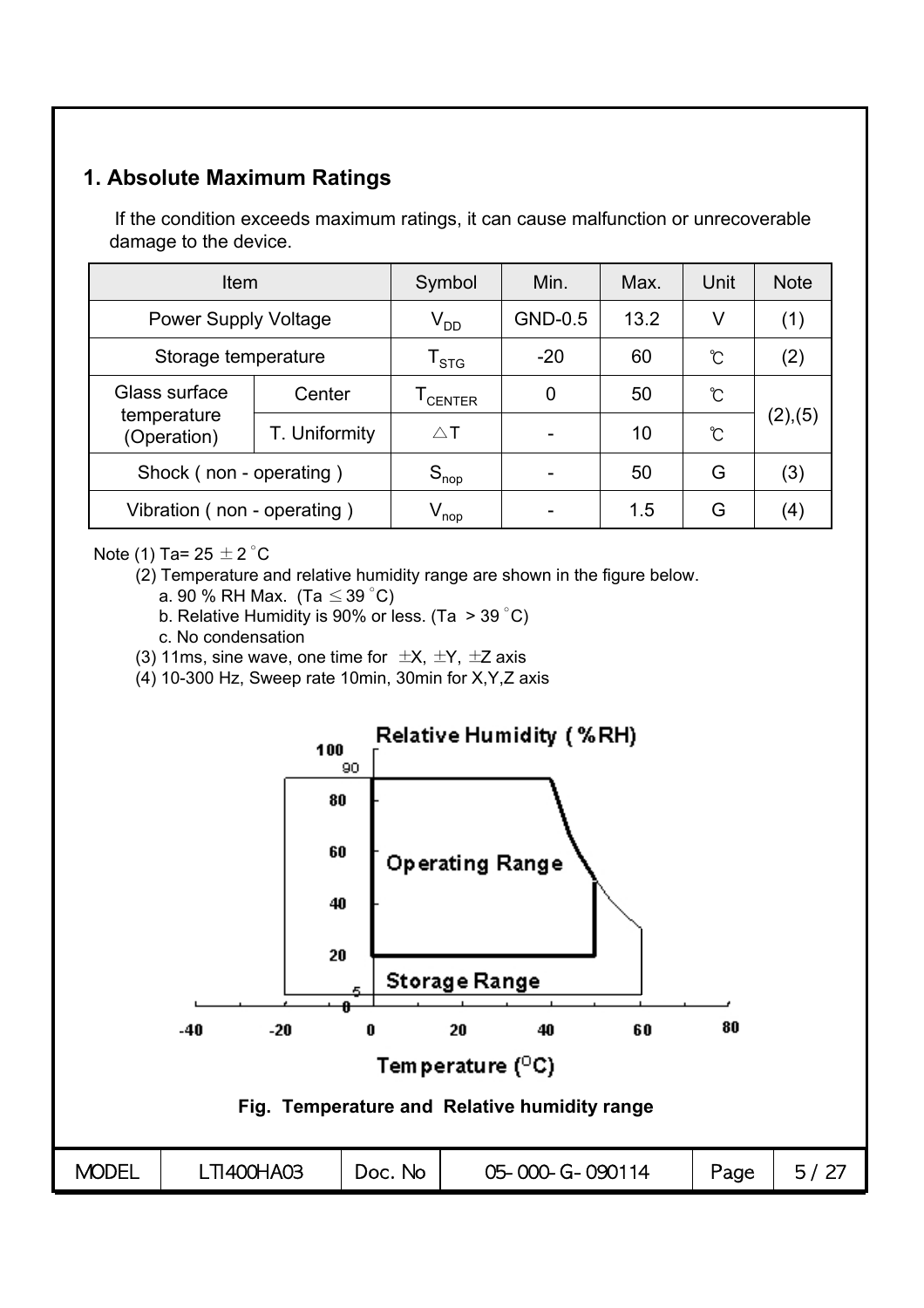## 1. Absolute Maximum Ratings

If the condition exceeds maximum ratings, it can cause malfunction or unrecoverable damage to the device.

| Item | | Symbol | Min. | Max. | Unit | Note |
|---|---|---|---|---|---|---|
| Power Supply Voltage | | $V_{DD}$ | GND-0.5 | 13.2 | V | (1) |
| Storage temperature | | $T_{STG}$ | -20 | 60 | ℃ | (2) |
| Glass surface temperature (Operation) | Center | $T_{CENTER}$ | 0 | 50 | ℃ | (2),(5) |
| | T. Uniformity | △T | - | 10 | ℃ | |
| Shock ( non - operating ) | | $S_{nop}$ | - | 50 | G | (3) |
| Vibration ( non - operating ) | | $V_{nop}$ | - | 1.5 | G | (4) |

Note (1) Ta= 25 ± 2 °C

(2) Temperature and relative humidity range are shown in the figure below.

a. 90 % RH Max. (Ta ≤ 39 °C)

b. Relative Humidity is 90% or less. (Ta > 39 °C)

c. No condensation

(3) 11ms, sine wave, one time for ±X, ±Y, ±Z axis

(4) 10-300 Hz, Sweep rate 10min, 30min for X,Y,Z axis

**Fig. Temperature and Relative humidity range**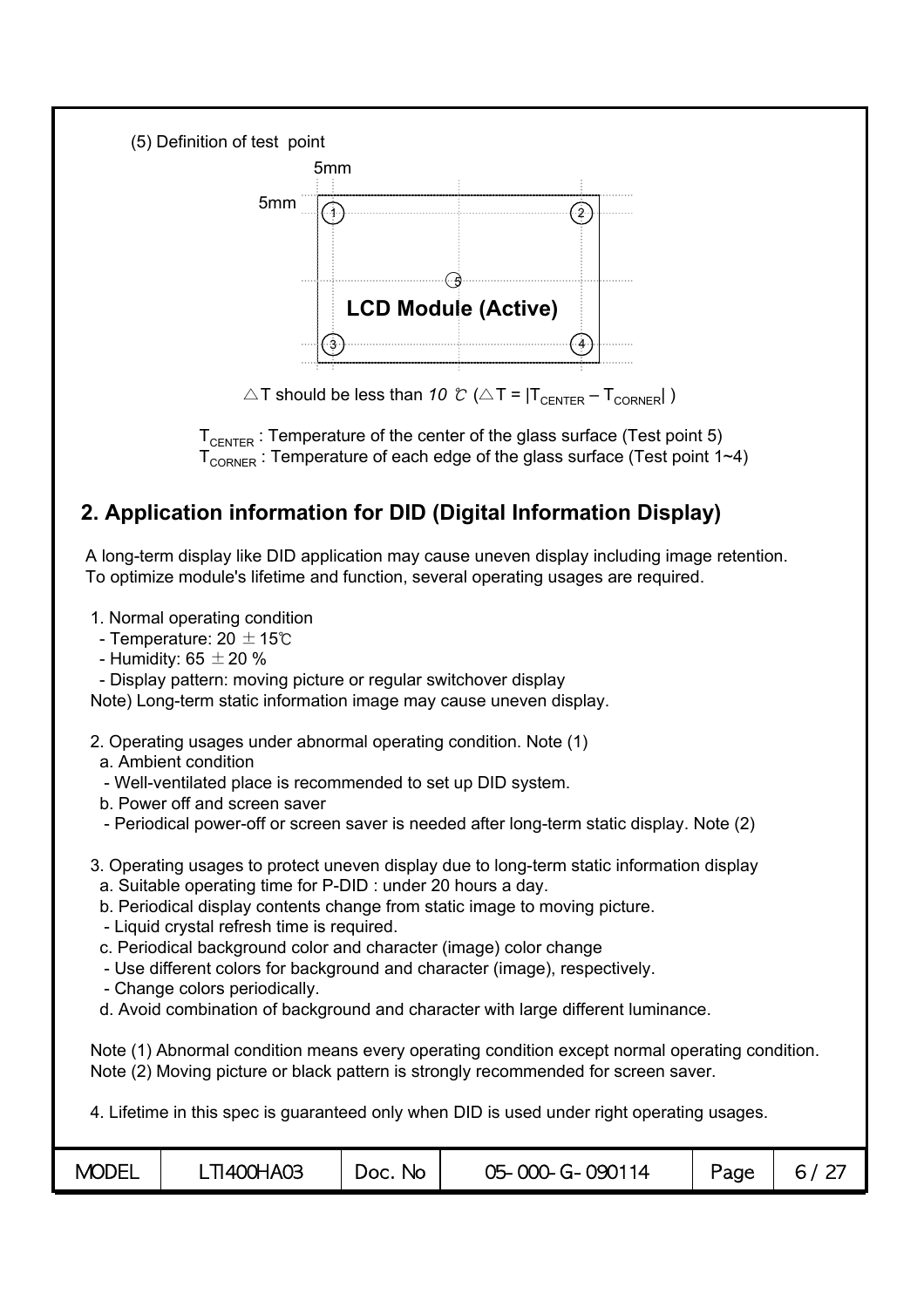(5) Definition of test point

5mm

5mm

LCD Module (Active)

$\triangle T$ should be less than *10* ℃ ($\triangle T = |T_{CENTER} - T_{CORNER}|$ )

$T_{CENTER}$ : Temperature of the center of the glass surface (Test point 5)
$T_{CORNER}$ : Temperature of each edge of the glass surface (Test point 1~4)

## 2. Application information for DID (Digital Information Display)

A long-term display like DID application may cause uneven display including image retention. To optimize module's lifetime and function, several operating usages are required.

1. Normal operating condition
   - Temperature: 20 ± 15℃
   - Humidity: 65 ± 20 %
   - Display pattern: moving picture or regular switchover display

   Note) Long-term static information image may cause uneven display.

2. Operating usages under abnormal operating condition. Note (1)
   a. Ambient condition
   - Well-ventilated place is recommended to set up DID system.

   b. Power off and screen saver
   - Periodical power-off or screen saver is needed after long-term static display. Note (2)

3. Operating usages to protect uneven display due to long-term static information display
   a. Suitable operating time for P-DID : under 20 hours a day.
   b. Periodical display contents change from static image to moving picture.
   - Liquid crystal refresh time is required.

   c. Periodical background color and character (image) color change
   - Use different colors for background and character (image), respectively.
   - Change colors periodically.

   d. Avoid combination of background and character with large different luminance.

   Note (1) Abnormal condition means every operating condition except normal operating condition.
   Note (2) Moving picture or black pattern is strongly recommended for screen saver.

4. Lifetime in this spec is guaranteed only when DID is used under right operating usages.

| MODEL | LTI400HA03 | Doc. No | 05-000-G-090114 | Page | 6 / 27 |
|---|---|---|---|---|---|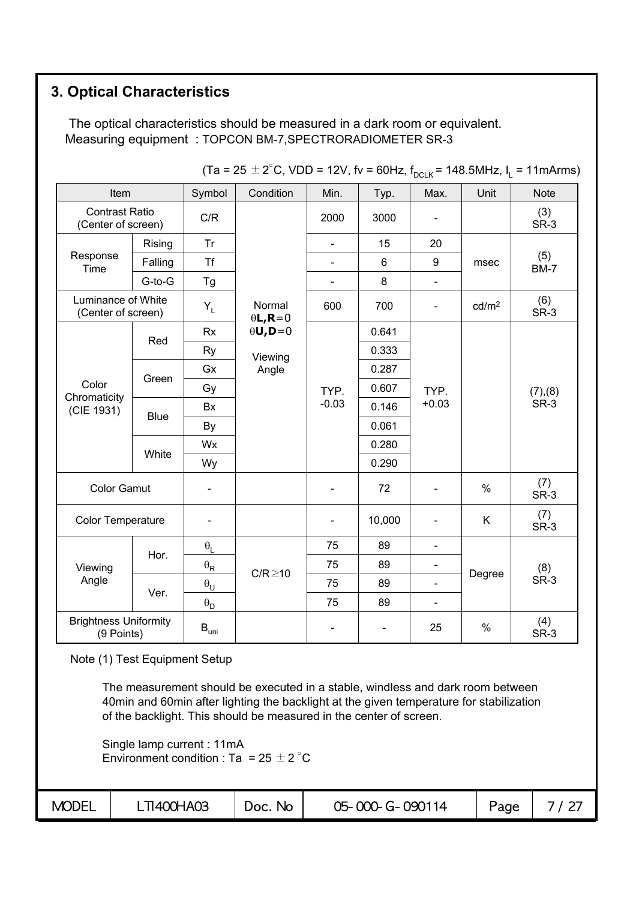## 3. Optical Characteristics

The optical characteristics should be measured in a dark room or equivalent.
Measuring equipment : TOPCON BM-7,SPECTRORADIOMETER SR-3

(Ta = 25 ± 2°C, VDD = 12V, fv = 60Hz, $f_{DCLK}$ = 148.5MHz, $I_L$ = 11mArms)

| Item | | Symbol | Condition | Min. | Typ. | Max. | Unit | Note |
|---|---|---|---|---|---|---|---|---|
| Contrast Ratio (Center of screen) | | C/R | Normal $\theta$L,R=0 $\theta$U,D=0 Viewing Angle | 2000 | 3000 | - | | (3) SR-3 |
| Response Time | Rising | Tr | | - | 15 | 20 | msec | (5) BM-7 |
| | Falling | Tf | | - | 6 | 9 | | |
| | G-to-G | Tg | | - | 8 | - | | |
| Luminance of White (Center of screen) | | $Y_L$ | | 600 | 700 | - | cd/m² | (6) SR-3 |
| Color Chromaticity (CIE 1931) | Red | Rx | | TYP. -0.03 | 0.641 | TYP. +0.03 | | (7),(8) SR-3 |
| | | Ry | | | 0.333 | | | |
| | Green | Gx | | | 0.287 | | | |
| | | Gy | | | 0.607 | | | |
| | Blue | Bx | | | 0.146 | | | |
| | | By | | | 0.061 | | | |
| | White | Wx | | | 0.280 | | | |
| | | Wy | | | 0.290 | | | |
| Color Gamut | | - | | - | 72 | - | % | (7) SR-3 |
| Color Temperature | | - | | - | 10,000 | - | K | (7) SR-3 |
| Viewing Angle | Hor. | $\theta_L$ | C/R≥10 | 75 | 89 | - | Degree | (8) SR-3 |
| | | $\theta_R$ | | 75 | 89 | - | | |
| | Ver. | $\theta_U$ | | 75 | 89 | - | | |
| | | $\theta_D$ | | 75 | 89 | - | | |
| Brightness Uniformity (9 Points) | | $B_{uni}$ | | - | - | 25 | % | (4) SR-3 |

Note (1) Test Equipment Setup

The measurement should be executed in a stable, windless and dark room between 40min and 60min after lighting the backlight at the given temperature for stabilization of the backlight. This should be measured in the center of screen.

Single lamp current : 11mA
Environment condition : Ta = 25 ± 2 °C

| MODEL | LTI400HA03 | Doc. No | 05-000-G-090114 |
|---|---|---|---|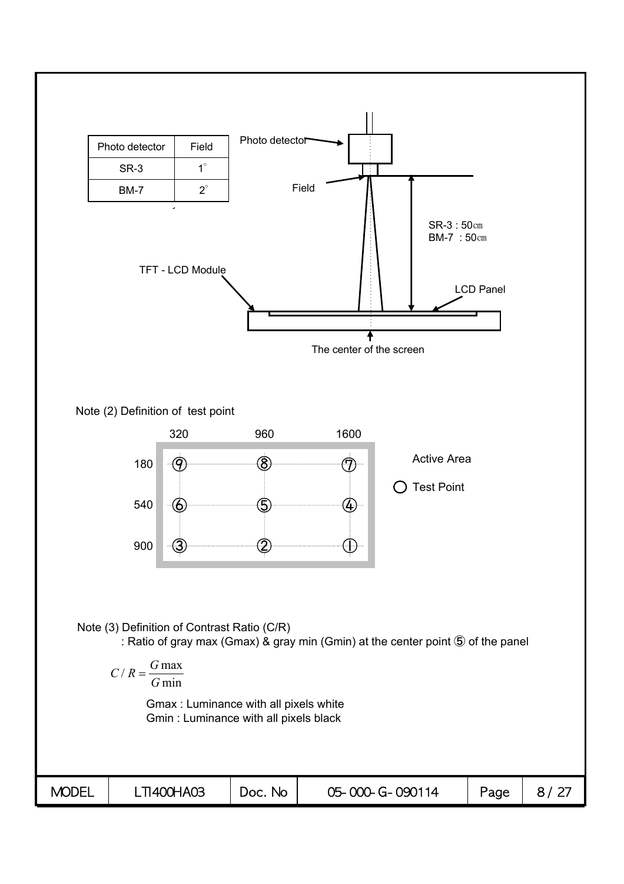| Photo detector | Field |
| --- | --- |
| SR-3 | 1° |
| BM-7 | 2° |

Photo detector

Field

SR-3 : 50cm
BM-7 : 50cm

TFT - LCD Module

LCD Panel

The center of the screen

Note (2) Definition of test point

|  | 320 | 960 | 1600 |
| --- | --- | --- | --- |
| 180 | ⑨ | ⑧ | ⑦ |
| 540 | ⑥ | ⑤ | ④ |
| 900 | ③ | ② | ① |

Active Area

○ Test Point

Note (3) Definition of Contrast Ratio (C/R)

: Ratio of gray max (Gmax) & gray min (Gmin) at the center point ⑤ of the panel

$$C/R = \frac{G\max}{G\min}$$

Gmax : Luminance with all pixels white

Gmin : Luminance with all pixels black

| MODEL | LTI400HA03 | Doc. No | 05-000-G-090114 |
| --- | --- | --- | --- |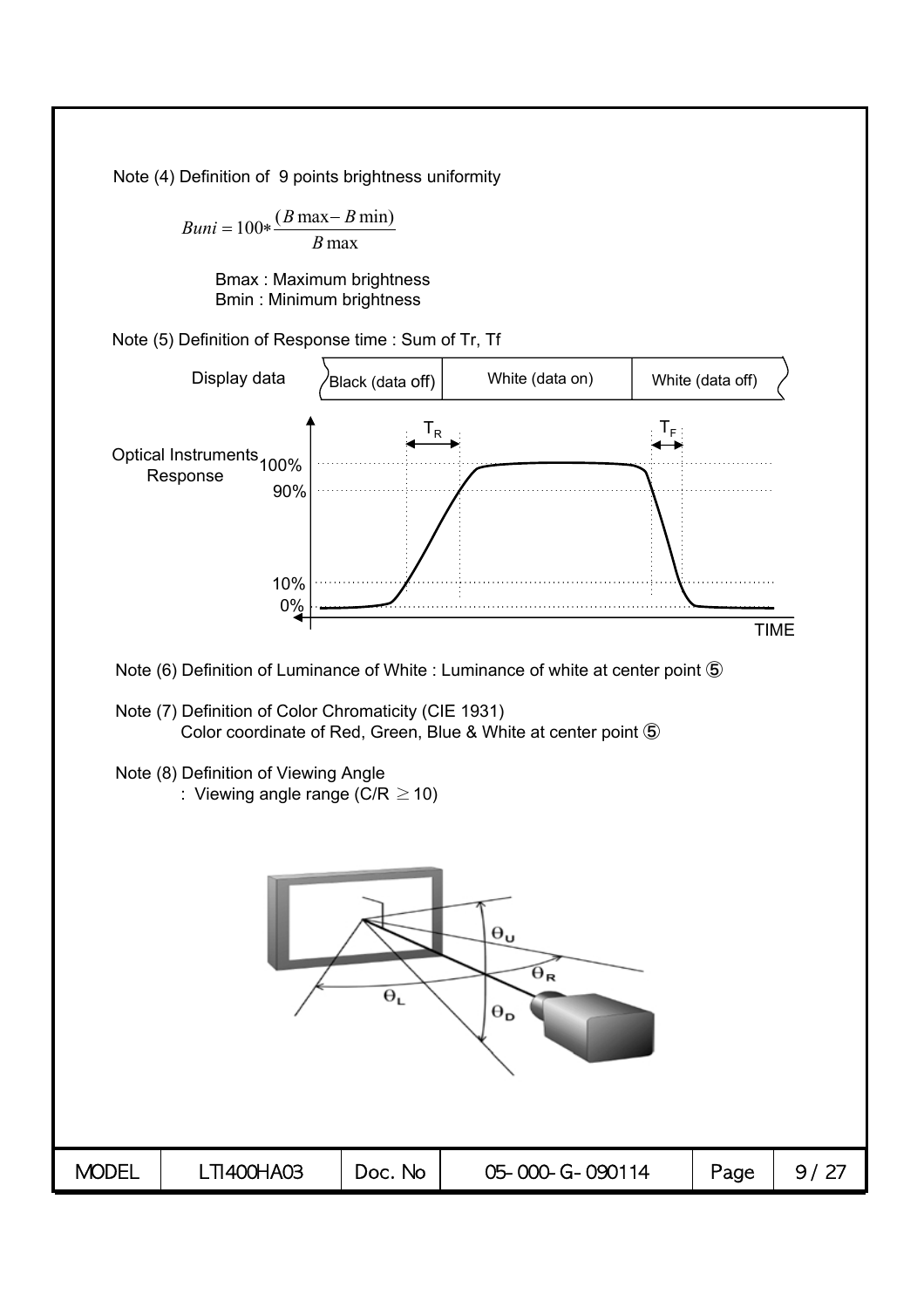Note (4) Definition of 9 points brightness uniformity

$$Buni = 100 * \frac{(B\max - B\min)}{B\max}$$

Bmax : Maximum brightness
Bmin : Minimum brightness

Note (5) Definition of Response time : Sum of Tr, Tf

Note (6) Definition of Luminance of White : Luminance of white at center point ⑤

Note (7) Definition of Color Chromaticity (CIE 1931)
Color coordinate of Red, Green, Blue & White at center point ⑤

Note (8) Definition of Viewing Angle
: Viewing angle range (C/R $\geq$ 10)

| MODEL | LTI400HA03 | Doc. No | 05-000-G-090114 |
|---|---|---|---|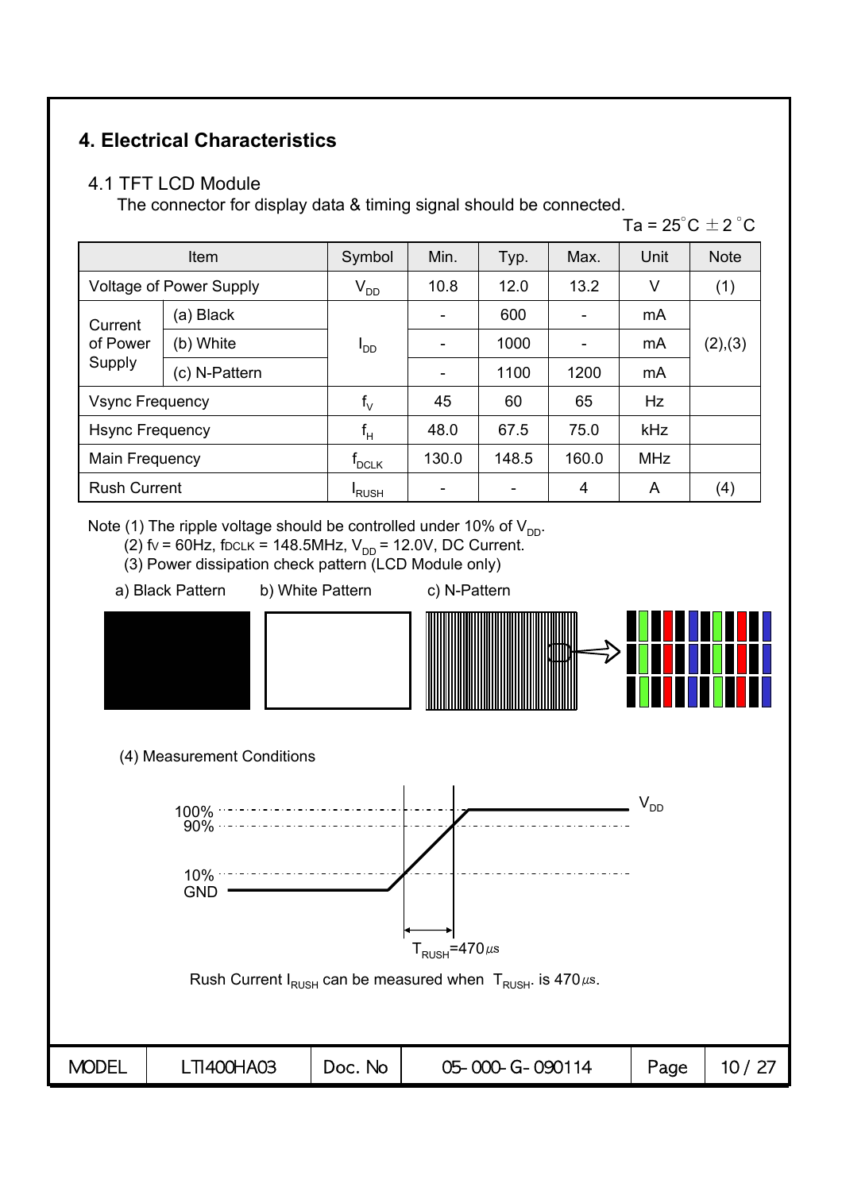## 4. Electrical Characteristics

### 4.1 TFT LCD Module

The connector for display data & timing signal should be connected.

Ta = 25°C ± 2°C

| Item | | Symbol | Min. | Typ. | Max. | Unit | Note |
|---|---|---|---|---|---|---|---|
| Voltage of Power Supply | | $V_{DD}$ | 10.8 | 12.0 | 13.2 | V | (1) |
| Current of Power Supply | (a) Black | $I_{DD}$ | - | 600 | - | mA | (2),(3) |
| | (b) White | | - | 1000 | - | mA | |
| | (c) N-Pattern | | - | 1100 | 1200 | mA | |
| Vsync Frequency | | $f_V$ | 45 | 60 | 65 | Hz | |
| Hsync Frequency | | $f_H$ | 48.0 | 67.5 | 75.0 | kHz | |
| Main Frequency | | $f_{DCLK}$ | 130.0 | 148.5 | 160.0 | MHz | |
| Rush Current | | $I_{RUSH}$ | - | - | 4 | A | (4) |

Note (1) The ripple voltage should be controlled under 10% of $V_{DD}$.

(2) fv = 60Hz, fDCLK = 148.5MHz, $V_{DD}$ = 12.0V, DC Current.

(3) Power dissipation check pattern (LCD Module only)

a) Black Pattern b) White Pattern c) N-Pattern

(4) Measurement Conditions

100%
90%
10%
GND
$V_{DD}$
$T_{RUSH}$=470㎲

Rush Current $I_{RUSH}$ can be measured when $T_{RUSH}$. is 470㎲.

| MODEL | LTI400HA03 | Doc. No | 05-000-G-090114 |
|---|---|---|---|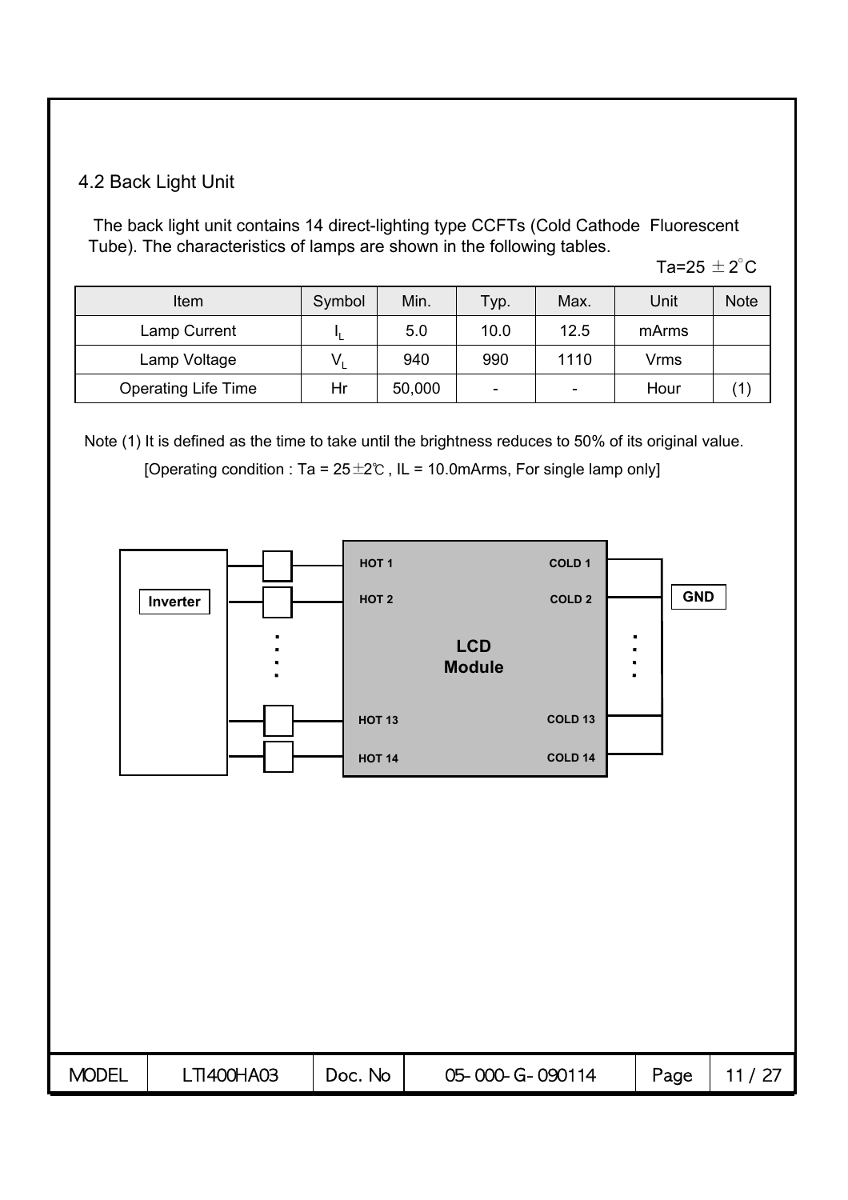## 4.2 Back Light Unit

The back light unit contains 14 direct-lighting type CCFTs (Cold Cathode Fluorescent Tube). The characteristics of lamps are shown in the following tables.

Ta=25 ± 2°C

| Item | Symbol | Min. | Typ. | Max. | Unit | Note |
|---|---|---|---|---|---|---|
| Lamp Current | $I_L$ | 5.0 | 10.0 | 12.5 | mArms | |
| Lamp Voltage | $V_L$ | 940 | 990 | 1110 | Vrms | |
| Operating Life Time | Hr | 50,000 | - | - | Hour | (1) |

Note (1) It is defined as the time to take until the brightness reduces to 50% of its original value.

[Operating condition : Ta = 25±2℃ , IL = 10.0mArms, For single lamp only]

Inverter

HOT 1 COLD 1
HOT 2 COLD 2
LCD Module
HOT 13 COLD 13
HOT 14 COLD 14

GND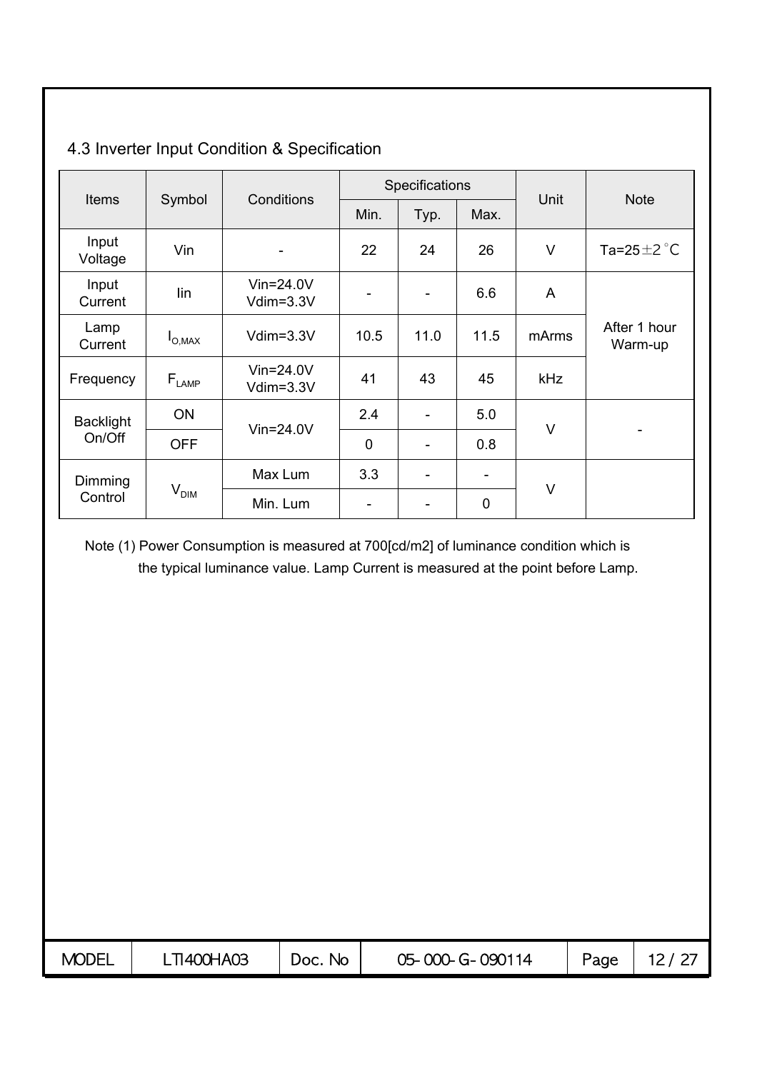## 4.3 Inverter Input Condition & Specification

| Items | Symbol | Conditions | Specifications | | | Unit | Note |
|---|---|---|---|---|---|---|---|
| | | | Min. | Typ. | Max. | | |
| Input Voltage | Vin | - | 22 | 24 | 26 | V | Ta=25±2°C |
| Input Current | Iin | Vin=24.0V Vdim=3.3V | - | - | 6.6 | A | After 1 hour Warm-up |
| Lamp Current | $I_{O,MAX}$ | Vdim=3.3V | 10.5 | 11.0 | 11.5 | mArms | |
| Frequency | $F_{LAMP}$ | Vin=24.0V Vdim=3.3V | 41 | 43 | 45 | kHz | |
| Backlight On/Off | ON | Vin=24.0V | 2.4 | - | 5.0 | V | - |
| | OFF | | 0 | - | 0.8 | | |
| Dimming Control | $V_{DIM}$ | Max Lum | 3.3 | - | - | V | |
| | | Min. Lum | - | - | 0 | | |

Note (1) Power Consumption is measured at 700[cd/m2] of luminance condition which is the typical luminance value. Lamp Current is measured at the point before Lamp.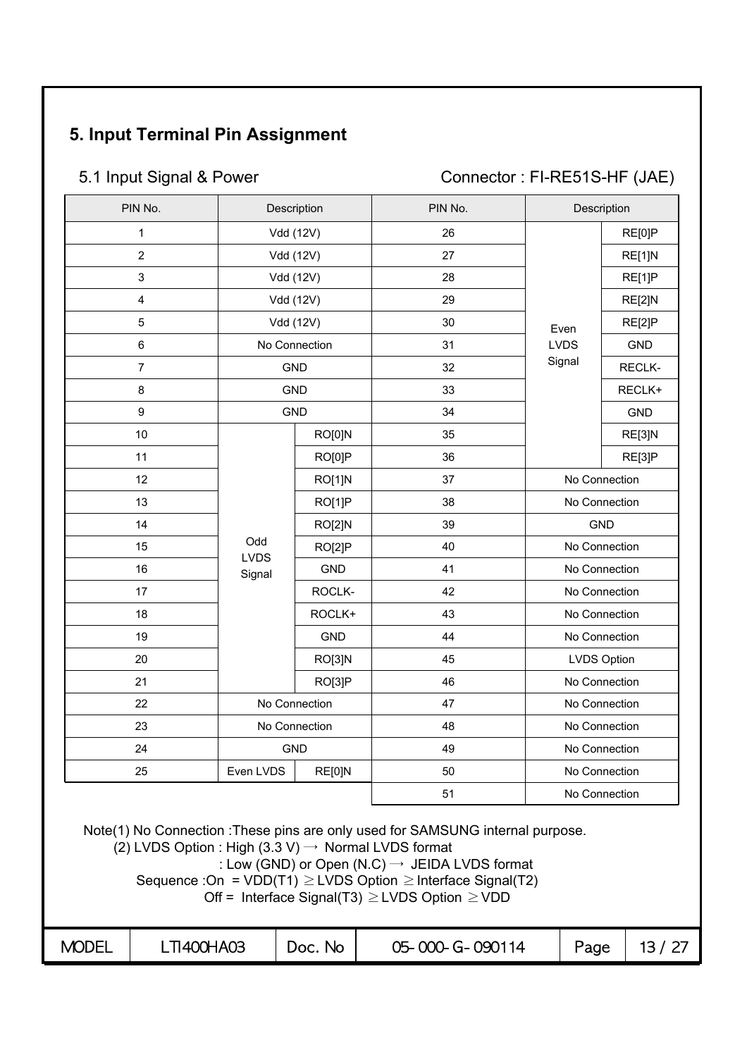## 5. Input Terminal Pin Assignment

### 5.1 Input Signal & Power

Connector : FI-RE51S-HF (JAE)

| PIN No. | Description | | PIN No. | Description | |
|---|---|---|---|---|---|
| 1 | Vdd (12V) | | 26 | Even LVDS Signal | RE[0]P |
| 2 | Vdd (12V) | | 27 | | RE[1]N |
| 3 | Vdd (12V) | | 28 | | RE[1]P |
| 4 | Vdd (12V) | | 29 | | RE[2]N |
| 5 | Vdd (12V) | | 30 | | RE[2]P |
| 6 | No Connection | | 31 | | GND |
| 7 | GND | | 32 | | RECLK- |
| 8 | GND | | 33 | | RECLK+ |
| 9 | GND | | 34 | | GND |
| 10 | Odd LVDS Signal | RO[0]N | 35 | | RE[3]N |
| 11 | | RO[0]P | 36 | | RE[3]P |
| 12 | | RO[1]N | 37 | No Connection | |
| 13 | | RO[1]P | 38 | No Connection | |
| 14 | | RO[2]N | 39 | GND | |
| 15 | | RO[2]P | 40 | No Connection | |
| 16 | | GND | 41 | No Connection | |
| 17 | | ROCLK- | 42 | No Connection | |
| 18 | | ROCLK+ | 43 | No Connection | |
| 19 | | GND | 44 | No Connection | |
| 20 | | RO[3]N | 45 | LVDS Option | |
| 21 | | RO[3]P | 46 | No Connection | |
| 22 | No Connection | | 47 | No Connection | |
| 23 | No Connection | | 48 | No Connection | |
| 24 | GND | | 49 | No Connection | |
| 25 | Even LVDS | RE[0]N | 50 | No Connection | |
| | | | 51 | No Connection | |

Note(1) No Connection :These pins are only used for SAMSUNG internal purpose.

(2) LVDS Option : High (3.3 V) → Normal LVDS format

: Low (GND) or Open (N.C) → JEIDA LVDS format

Sequence :On = VDD(T1) ≥ LVDS Option ≥ Interface Signal(T2)

Off = Interface Signal(T3) ≥ LVDS Option ≥ VDD

| MODEL | LTI400HA03 | Doc. No | 05-000-G-090114 |
|---|---|---|---|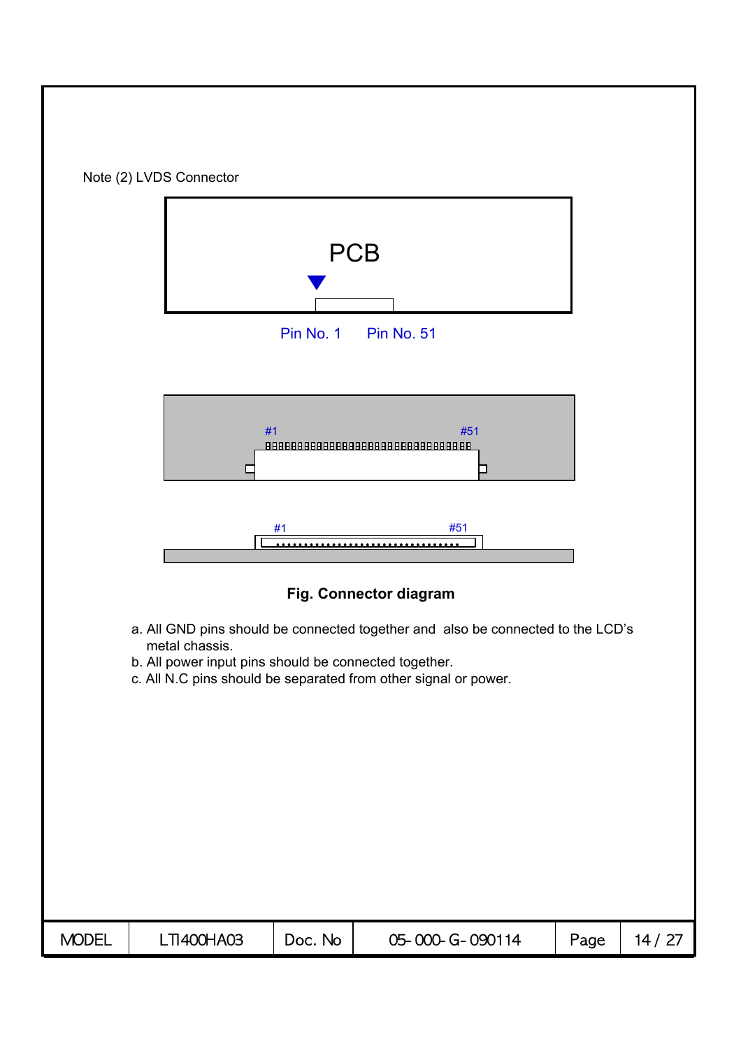Note (2) LVDS Connector

PCB

Pin No. 1 Pin No. 51

#1 #51

#1 #51

**Fig. Connector diagram**

a. All GND pins should be connected together and also be connected to the LCD's metal chassis.
b. All power input pins should be connected together.
c. All N.C pins should be separated from other signal or power.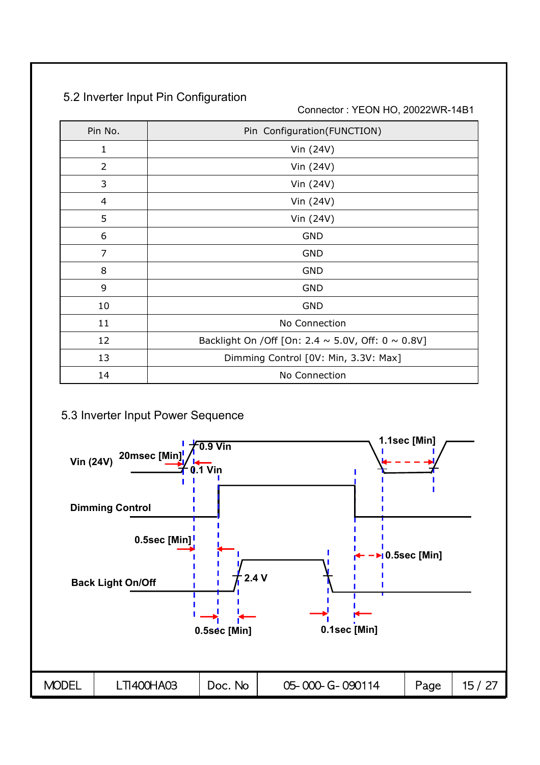## 5.2 Inverter Input Pin Configuration

Connector : YEON HO, 20022WR-14B1

| Pin No. | Pin Configuration(FUNCTION) |
|---|---|
| 1 | Vin (24V) |
| 2 | Vin (24V) |
| 3 | Vin (24V) |
| 4 | Vin (24V) |
| 5 | Vin (24V) |
| 6 | GND |
| 7 | GND |
| 8 | GND |
| 9 | GND |
| 10 | GND |
| 11 | No Connection |
| 12 | Backlight On /Off [On: 2.4 ~ 5.0V, Off: 0 ~ 0.8V] |
| 13 | Dimming Control [0V: Min, 3.3V: Max] |
| 14 | No Connection |

## 5.3 Inverter Input Power Sequence

Vin (24V) 20msec [Min] 0.9 Vin 0.1 Vin 1.1sec [Min]

Dimming Control

0.5sec [Min] 0.5sec [Min]

Back Light On/Off 2.4 V

0.5sec [Min] 0.1sec [Min]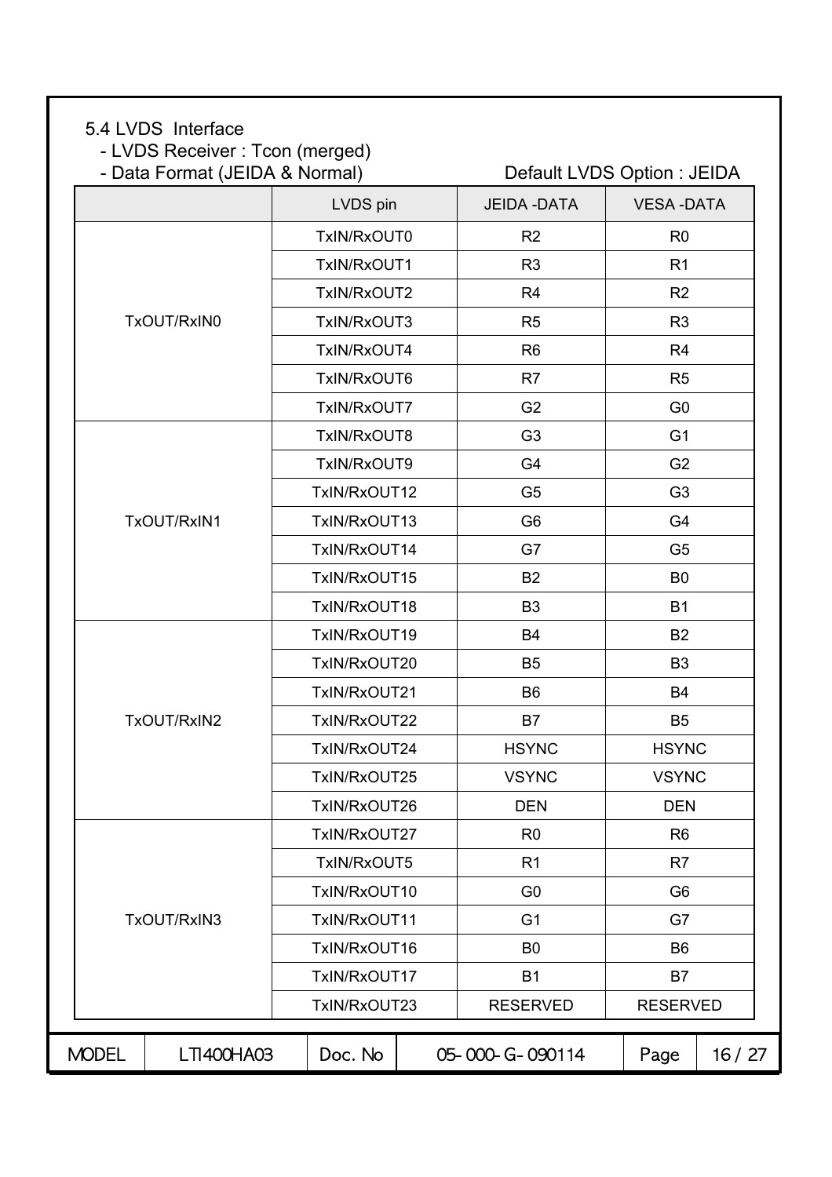5.4 LVDS Interface

- LVDS Receiver : Tcon (merged)
- Data Format (JEIDA & Normal) Default LVDS Option : JEIDA

| | LVDS pin | JEIDA -DATA | VESA -DATA |
|---|---|---|---|
| TxOUT/RxIN0 | TxIN/RxOUT0 | R2 | R0 |
| | TxIN/RxOUT1 | R3 | R1 |
| | TxIN/RxOUT2 | R4 | R2 |
| | TxIN/RxOUT3 | R5 | R3 |
| | TxIN/RxOUT4 | R6 | R4 |
| | TxIN/RxOUT6 | R7 | R5 |
| | TxIN/RxOUT7 | G2 | G0 |
| TxOUT/RxIN1 | TxIN/RxOUT8 | G3 | G1 |
| | TxIN/RxOUT9 | G4 | G2 |
| | TxIN/RxOUT12 | G5 | G3 |
| | TxIN/RxOUT13 | G6 | G4 |
| | TxIN/RxOUT14 | G7 | G5 |
| | TxIN/RxOUT15 | B2 | B0 |
| | TxIN/RxOUT18 | B3 | B1 |
| TxOUT/RxIN2 | TxIN/RxOUT19 | B4 | B2 |
| | TxIN/RxOUT20 | B5 | B3 |
| | TxIN/RxOUT21 | B6 | B4 |
| | TxIN/RxOUT22 | B7 | B5 |
| | TxIN/RxOUT24 | HSYNC | HSYNC |
| | TxIN/RxOUT25 | VSYNC | VSYNC |
| | TxIN/RxOUT26 | DEN | DEN |
| TxOUT/RxIN3 | TxIN/RxOUT27 | R0 | R6 |
| | TxIN/RxOUT5 | R1 | R7 |
| | TxIN/RxOUT10 | G0 | G6 |
| | TxIN/RxOUT11 | G1 | G7 |
| | TxIN/RxOUT16 | B0 | B6 |
| | TxIN/RxOUT17 | B1 | B7 |
| | TxIN/RxOUT23 | RESERVED | RESERVED |

| MODEL | LTI400HA03 | Doc. No | 05-000-G-090114 |
|---|---|---|---|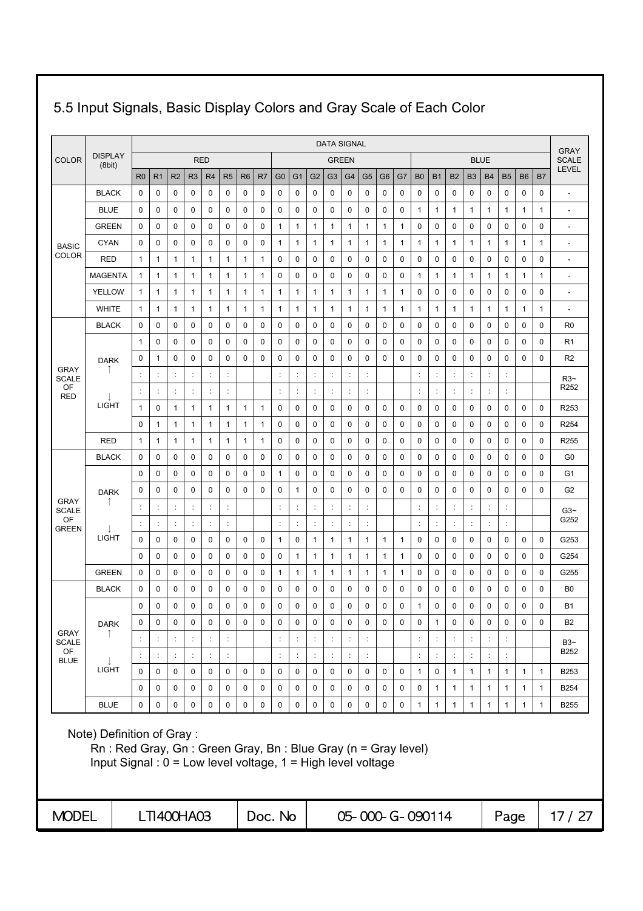## 5.5 Input Signals, Basic Display Colors and Gray Scale of Each Color

| COLOR | DISPLAY (8bit) | DATA SIGNAL | | | | | | | | | | | | | | | | | | | | | | | | GRAY SCALE LEVEL |
|---|---|---|---|---|---|---|---|---|---|---|---|---|---|---|---|---|---|---|---|---|---|---|---|---|---|---|
| | | RED | | | | | | | | GREEN | | | | | | | | BLUE | | | | | | | | |
| | | R0 | R1 | R2 | R3 | R4 | R5 | R6 | R7 | G0 | G1 | G2 | G3 | G4 | G5 | G6 | G7 | B0 | B1 | B2 | B3 | B4 | B5 | B6 | B7 | |
| BASIC COLOR | BLACK | 0 | 0 | 0 | 0 | 0 | 0 | 0 | 0 | 0 | 0 | 0 | 0 | 0 | 0 | 0 | 0 | 0 | 0 | 0 | 0 | 0 | 0 | 0 | 0 | - |
| | BLUE | 0 | 0 | 0 | 0 | 0 | 0 | 0 | 0 | 0 | 0 | 0 | 0 | 0 | 0 | 0 | 0 | 1 | 1 | 1 | 1 | 1 | 1 | 1 | 1 | - |
| | GREEN | 0 | 0 | 0 | 0 | 0 | 0 | 0 | 0 | 1 | 1 | 1 | 1 | 1 | 1 | 1 | 1 | 0 | 0 | 0 | 0 | 0 | 0 | 0 | 0 | - |
| | CYAN | 0 | 0 | 0 | 0 | 0 | 0 | 0 | 0 | 1 | 1 | 1 | 1 | 1 | 1 | 1 | 1 | 1 | 1 | 1 | 1 | 1 | 1 | 1 | 1 | - |
| | RED | 1 | 1 | 1 | 1 | 1 | 1 | 1 | 1 | 0 | 0 | 0 | 0 | 0 | 0 | 0 | 0 | 0 | 0 | 0 | 0 | 0 | 0 | 0 | 0 | - |
| | MAGENTA | 1 | 1 | 1 | 1 | 1 | 1 | 1 | 1 | 0 | 0 | 0 | 0 | 0 | 0 | 0 | 0 | 1 | 1 | 1 | 1 | 1 | 1 | 1 | 1 | - |
| | YELLOW | 1 | 1 | 1 | 1 | 1 | 1 | 1 | 1 | 1 | 1 | 1 | 1 | 1 | 1 | 1 | 1 | 0 | 0 | 0 | 0 | 0 | 0 | 0 | 0 | - |
| | WHITE | 1 | 1 | 1 | 1 | 1 | 1 | 1 | 1 | 1 | 1 | 1 | 1 | 1 | 1 | 1 | 1 | 1 | 1 | 1 | 1 | 1 | 1 | 1 | 1 | - |
| GRAY SCALE OF RED | BLACK | 0 | 0 | 0 | 0 | 0 | 0 | 0 | 0 | 0 | 0 | 0 | 0 | 0 | 0 | 0 | 0 | 0 | 0 | 0 | 0 | 0 | 0 | 0 | 0 | R0 |
| | DARK ↑ | 1 | 0 | 0 | 0 | 0 | 0 | 0 | 0 | 0 | 0 | 0 | 0 | 0 | 0 | 0 | 0 | 0 | 0 | 0 | 0 | 0 | 0 | 0 | 0 | R1 |
| | | 0 | 1 | 0 | 0 | 0 | 0 | 0 | 0 | 0 | 0 | 0 | 0 | 0 | 0 | 0 | 0 | 0 | 0 | 0 | 0 | 0 | 0 | 0 | 0 | R2 |
| | | : | : | : | : | : | : | | | : | : | : | : | : | : | | | : | : | : | : | : | : | | | R3~ R252 |
| | | : | : | : | : | : | : | | | : | : | : | : | : | : | | | : | : | : | : | : | : | | | |
| | ↓ LIGHT | 1 | 0 | 1 | 1 | 1 | 1 | 1 | 1 | 0 | 0 | 0 | 0 | 0 | 0 | 0 | 0 | 0 | 0 | 0 | 0 | 0 | 0 | 0 | 0 | R253 |
| | | 0 | 1 | 1 | 1 | 1 | 1 | 1 | 1 | 0 | 0 | 0 | 0 | 0 | 0 | 0 | 0 | 0 | 0 | 0 | 0 | 0 | 0 | 0 | 0 | R254 |
| | RED | 1 | 1 | 1 | 1 | 1 | 1 | 1 | 1 | 0 | 0 | 0 | 0 | 0 | 0 | 0 | 0 | 0 | 0 | 0 | 0 | 0 | 0 | 0 | 0 | R255 |
| GRAY SCALE OF GREEN | BLACK | 0 | 0 | 0 | 0 | 0 | 0 | 0 | 0 | 0 | 0 | 0 | 0 | 0 | 0 | 0 | 0 | 0 | 0 | 0 | 0 | 0 | 0 | 0 | 0 | G0 |
| | DARK ↑ | 0 | 0 | 0 | 0 | 0 | 0 | 0 | 0 | 1 | 0 | 0 | 0 | 0 | 0 | 0 | 0 | 0 | 0 | 0 | 0 | 0 | 0 | 0 | 0 | G1 |
| | | 0 | 0 | 0 | 0 | 0 | 0 | 0 | 0 | 0 | 1 | 0 | 0 | 0 | 0 | 0 | 0 | 0 | 0 | 0 | 0 | 0 | 0 | 0 | 0 | G2 |
| | | : | : | : | : | : | : | | | : | : | : | : | : | : | | | : | : | : | : | : | : | | | G3~ G252 |
| | | : | : | : | : | : | : | | | : | : | : | : | : | : | | | : | : | : | : | : | : | | | |
| | ↓ LIGHT | 0 | 0 | 0 | 0 | 0 | 0 | 0 | 0 | 1 | 0 | 1 | 1 | 1 | 1 | 1 | 1 | 0 | 0 | 0 | 0 | 0 | 0 | 0 | 0 | G253 |
| | | 0 | 0 | 0 | 0 | 0 | 0 | 0 | 0 | 0 | 1 | 1 | 1 | 1 | 1 | 1 | 1 | 0 | 0 | 0 | 0 | 0 | 0 | 0 | 0 | G254 |
| | GREEN | 0 | 0 | 0 | 0 | 0 | 0 | 0 | 0 | 1 | 1 | 1 | 1 | 1 | 1 | 1 | 1 | 0 | 0 | 0 | 0 | 0 | 0 | 0 | 0 | G255 |
| GRAY SCALE OF BLUE | BLACK | 0 | 0 | 0 | 0 | 0 | 0 | 0 | 0 | 0 | 0 | 0 | 0 | 0 | 0 | 0 | 0 | 0 | 0 | 0 | 0 | 0 | 0 | 0 | 0 | B0 |
| | DARK ↑ | 0 | 0 | 0 | 0 | 0 | 0 | 0 | 0 | 0 | 0 | 0 | 0 | 0 | 0 | 0 | 0 | 1 | 0 | 0 | 0 | 0 | 0 | 0 | 0 | B1 |
| | | 0 | 0 | 0 | 0 | 0 | 0 | 0 | 0 | 0 | 0 | 0 | 0 | 0 | 0 | 0 | 0 | 0 | 1 | 0 | 0 | 0 | 0 | 0 | 0 | B2 |
| | | : | : | : | : | : | : | | | : | : | : | : | : | : | | | : | : | : | : | : | : | | | B3~ B252 |
| | | : | : | : | : | : | : | | | : | : | : | : | : | : | | | : | : | : | : | : | : | | | |
| | ↓ LIGHT | 0 | 0 | 0 | 0 | 0 | 0 | 0 | 0 | 0 | 0 | 0 | 0 | 0 | 0 | 0 | 0 | 1 | 0 | 1 | 1 | 1 | 1 | 1 | 1 | B253 |
| | | 0 | 0 | 0 | 0 | 0 | 0 | 0 | 0 | 0 | 0 | 0 | 0 | 0 | 0 | 0 | 0 | 0 | 1 | 1 | 1 | 1 | 1 | 1 | 1 | B254 |
| | BLUE | 0 | 0 | 0 | 0 | 0 | 0 | 0 | 0 | 0 | 0 | 0 | 0 | 0 | 0 | 0 | 0 | 1 | 1 | 1 | 1 | 1 | 1 | 1 | 1 | B255 |

Note) Definition of Gray :

Rn : Red Gray, Gn : Green Gray, Bn : Blue Gray (n = Gray level)

Input Signal : 0 = Low level voltage, 1 = High level voltage

| MODEL | LTI400HA03 | Doc. No | 05-000-G-090114 | Page | 17 / 27 |
|---|---|---|---|---|---|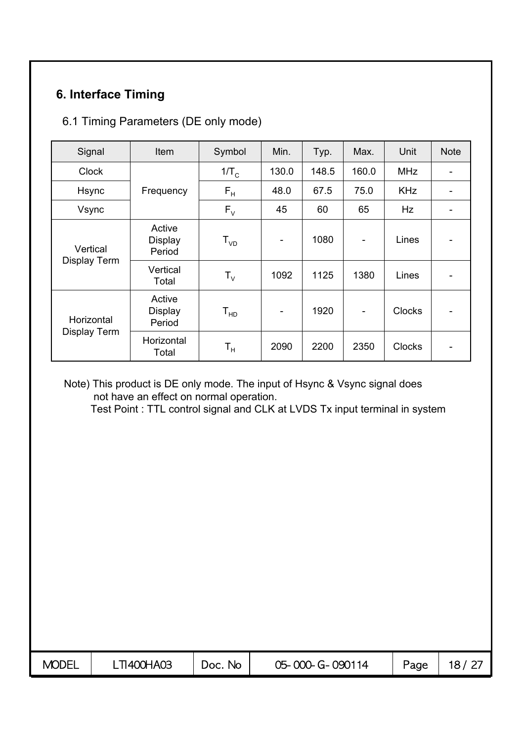## 6. Interface Timing

### 6.1 Timing Parameters (DE only mode)

| Signal | Item | Symbol | Min. | Typ. | Max. | Unit | Note |
|---|---|---|---|---|---|---|---|
| Clock | Frequency | $1/T_C$ | 130.0 | 148.5 | 160.0 | MHz | - |
| Hsync | | $F_H$ | 48.0 | 67.5 | 75.0 | KHz | - |
| Vsync | | $F_V$ | 45 | 60 | 65 | Hz | - |
| Vertical Display Term | Active Display Period | $T_{VD}$ | - | 1080 | - | Lines | - |
| | Vertical Total | $T_V$ | 1092 | 1125 | 1380 | Lines | - |
| Horizontal Display Term | Active Display Period | $T_{HD}$ | - | 1920 | - | Clocks | - |
| | Horizontal Total | $T_H$ | 2090 | 2200 | 2350 | Clocks | - |

Note) This product is DE only mode. The input of Hsync & Vsync signal does not have an effect on normal operation.
Test Point : TTL control signal and CLK at LVDS Tx input terminal in system

| MODEL | LTI400HA03 | Doc. No | 05-000-G-090114 |
|---|---|---|---|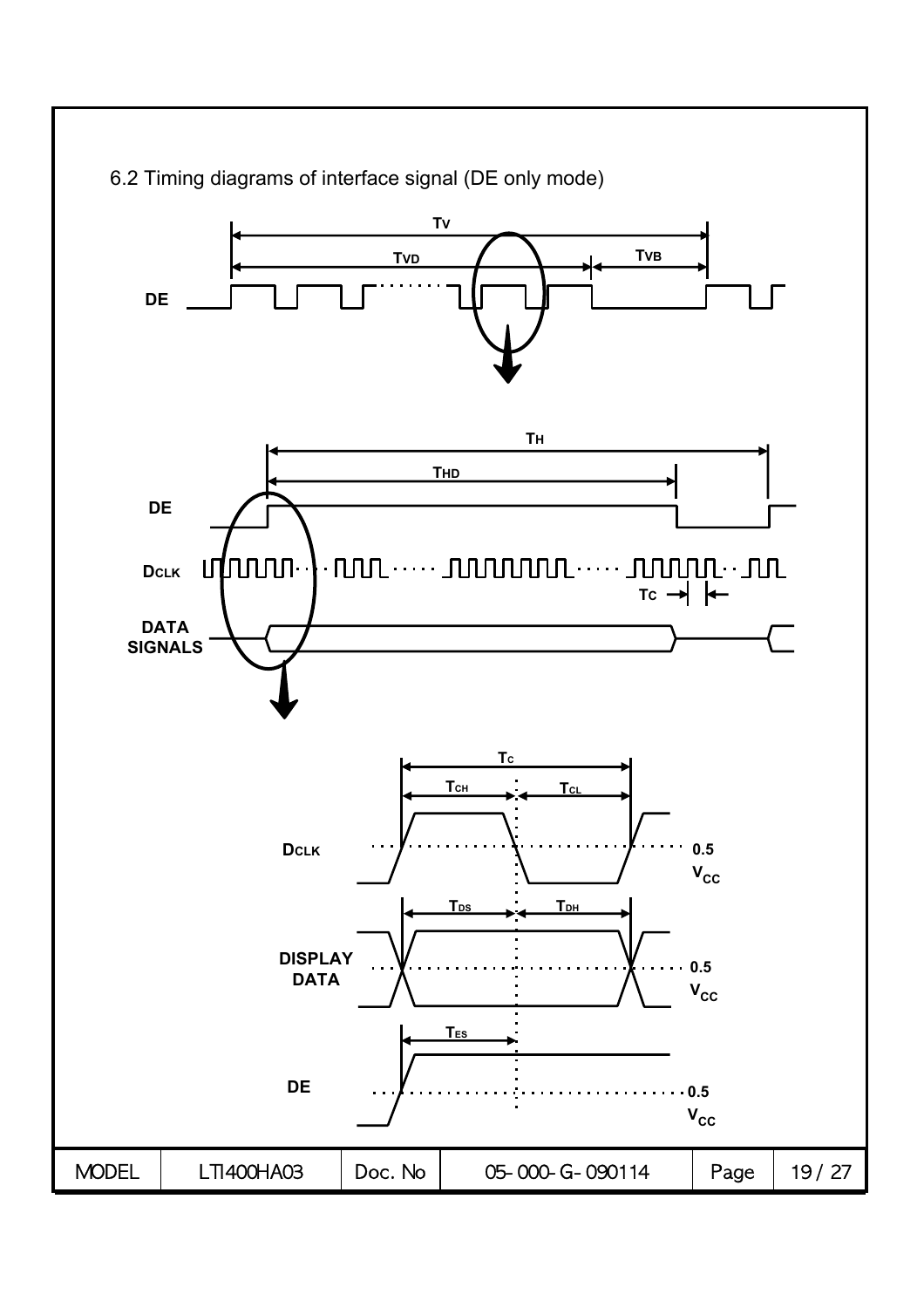6.2 Timing diagrams of interface signal (DE only mode)

$T_V$

$T_{VD}$ $T_{VB}$

DE

$T_H$

$T_{HD}$

DE

$D_{CLK}$

$T_C$

DATA SIGNALS

$T_C$

$T_{CH}$ $T_{CL}$

$D_{CLK}$ 0.5 $V_{CC}$

$T_{DS}$ $T_{DH}$

DISPLAY DATA 0.5 $V_{CC}$

$T_{ES}$

DE 0.5 $V_{CC}$

| MODEL | LTI400HA03 | Doc. No | 05-000-G-090114 |
|---|---|---|---|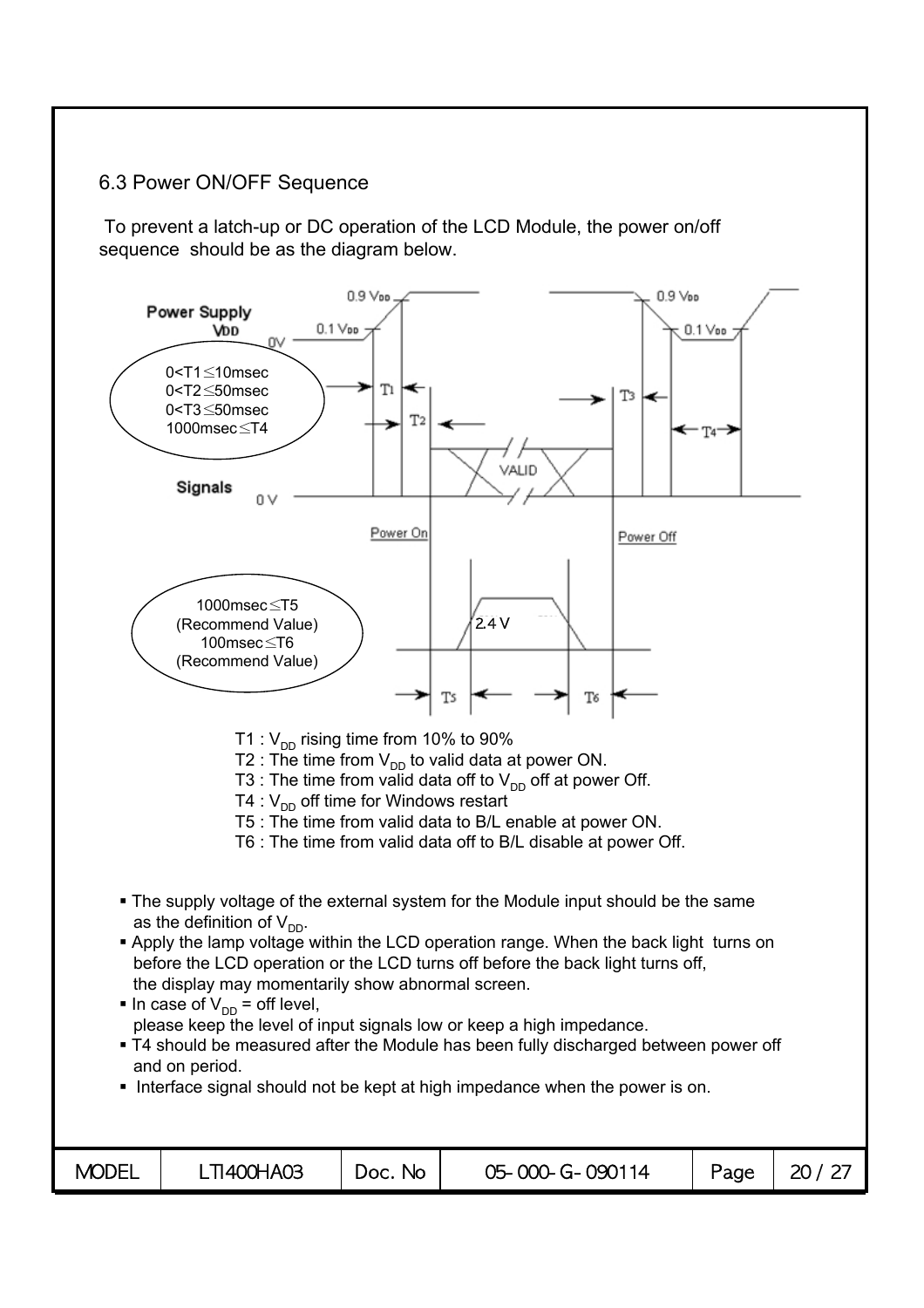## 6.3 Power ON/OFF Sequence

To prevent a latch-up or DC operation of the LCD Module, the power on/off sequence should be as the diagram below.

Power Supply $V_{DD}$

0<T1≤10msec
0<T2≤50msec
0<T3≤50msec
1000msec≤T4

Signals

Power On — VALID — Power Off

1000msec≤T5 (Recommend Value)
100msec≤T6 (Recommend Value)

2.4 V

T1 : $V_{DD}$ rising time from 10% to 90%
T2 : The time from $V_{DD}$ to valid data at power ON.
T3 : The time from valid data off to $V_{DD}$ off at power Off.
T4 : $V_{DD}$ off time for Windows restart
T5 : The time from valid data to B/L enable at power ON.
T6 : The time from valid data off to B/L disable at power Off.

- The supply voltage of the external system for the Module input should be the same as the definition of $V_{DD}$.
- Apply the lamp voltage within the LCD operation range. When the back light turns on before the LCD operation or the LCD turns off before the back light turns off, the display may momentarily show abnormal screen.
- In case of $V_{DD}$ = off level, please keep the level of input signals low or keep a high impedance.
- T4 should be measured after the Module has been fully discharged between power off and on period.
- Interface signal should not be kept at high impedance when the power is on.

| MODEL | LTI400HA03 | Doc. No | 05-000-G-090114 | Page | 20 / 27 |
|---|---|---|---|---|---|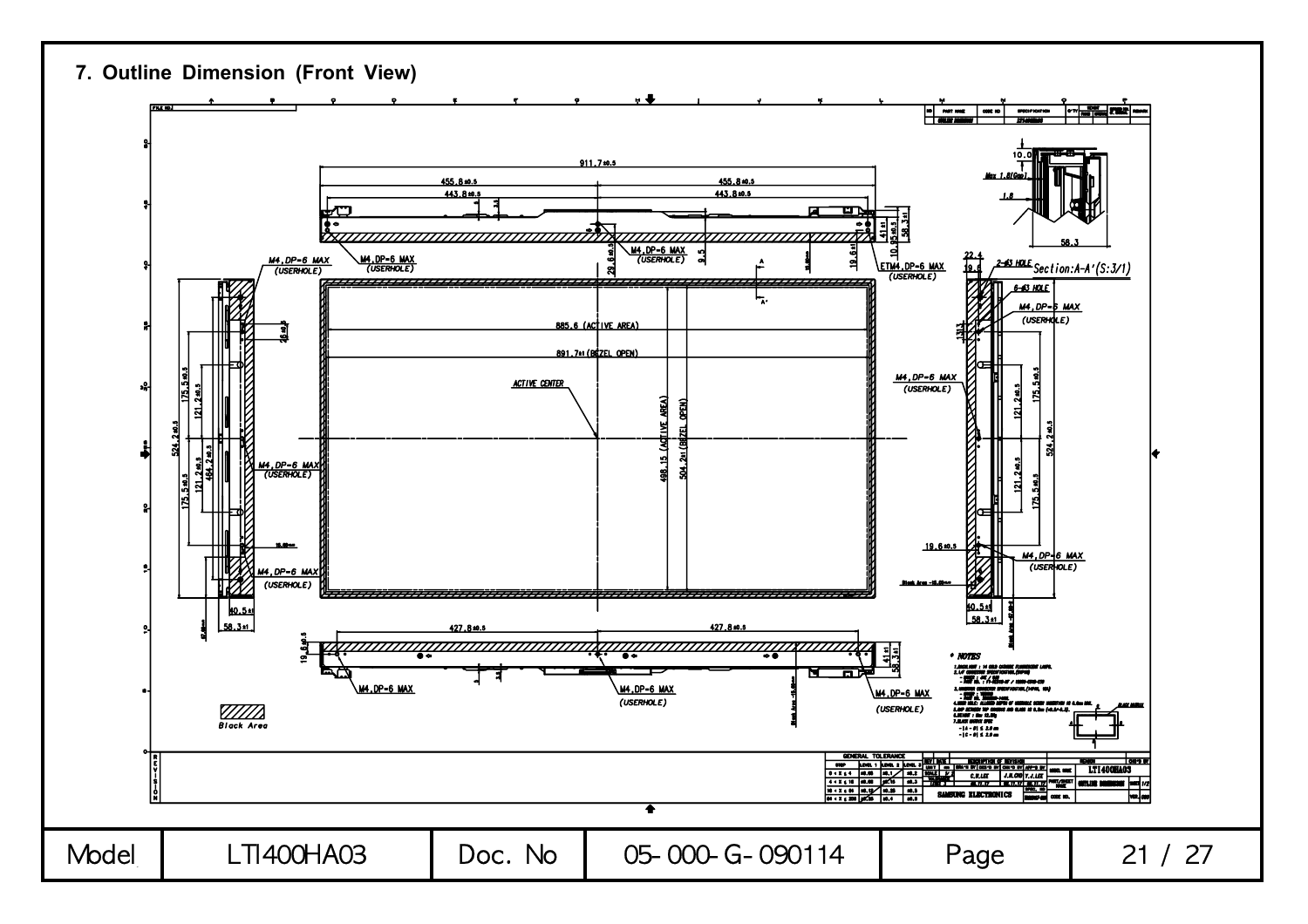## 7. Outline Dimension (Front View)

911.7±0.5

455.8±0.5 455.8±0.5

443.8±0.5 443.8±0.5

M4,DP=6 MAX (USERHOLE)

885.6 (ACTIVE AREA)

891.7±1 (BEZEL OPEN)

ACTIVE CENTER

498.15 (ACTIVE AREA)

504.2±1 (BEZEL OPEN)

524.2±0.5

175.5±0.5

121.2±0.5

40.5±1

58.3±1

427.8±0.5 427.8±0.5

19.6±0.5

Section:A-A'(S:3/1)

2-Ø3 HOLE

6-Ø3 HOLE

Black Area

* NOTES

SAMSUNG ELECTRONICS

LTI400HA03

OUTLINE DIMENSION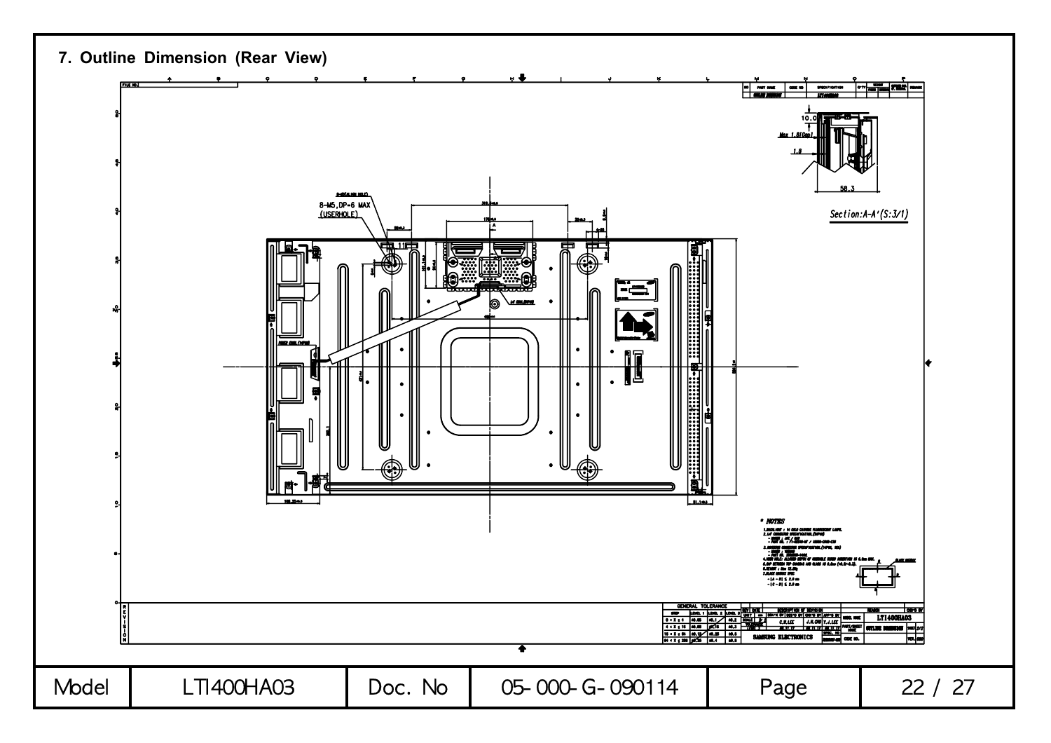## 7. Outline Dimension (Rear View)

8-M5,DP=6 MAX
(USERHOLE)

10.0

Max 1.8(Gap)

1.8

58.3

Section:A-A'(S:3/1)

* NOTES

SAMSUNG ELECTRONICS

LTI400HA03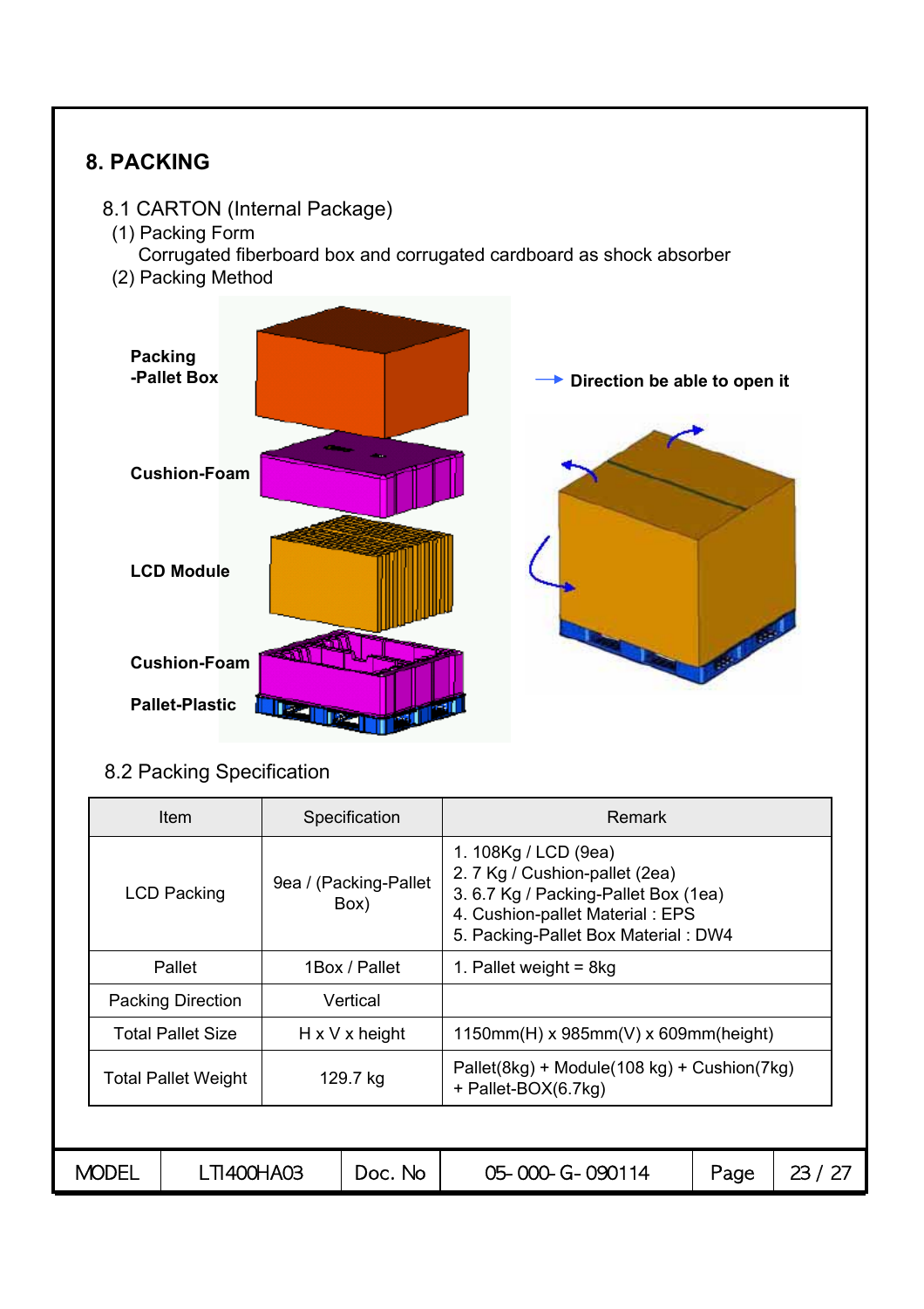# 8. PACKING

## 8.1 CARTON (Internal Package)

(1) Packing Form

Corrugated fiberboard box and corrugated cardboard as shock absorber

(2) Packing Method

Packing -Pallet Box

Cushion-Foam

LCD Module

Cushion-Foam

Pallet-Plastic

→ Direction be able to open it

## 8.2 Packing Specification

| Item | Specification | Remark |
|---|---|---|
| LCD Packing | 9ea / (Packing-Pallet Box) | 1. 108Kg / LCD (9ea)<br>2. 7 Kg / Cushion-pallet (2ea)<br>3. 6.7 Kg / Packing-Pallet Box (1ea)<br>4. Cushion-pallet Material : EPS<br>5. Packing-Pallet Box Material : DW4 |
| Pallet | 1Box / Pallet | 1. Pallet weight = 8kg |
| Packing Direction | Vertical | |
| Total Pallet Size | H x V x height | 1150mm(H) x 985mm(V) x 609mm(height) |
| Total Pallet Weight | 129.7 kg | Pallet(8kg) + Module(108 kg) + Cushion(7kg) + Pallet-BOX(6.7kg) |

| MODEL | LTI400HA03 | Doc. No | 05-000-G-090114 | Page | 23 / 27 |
|---|---|---|---|---|---|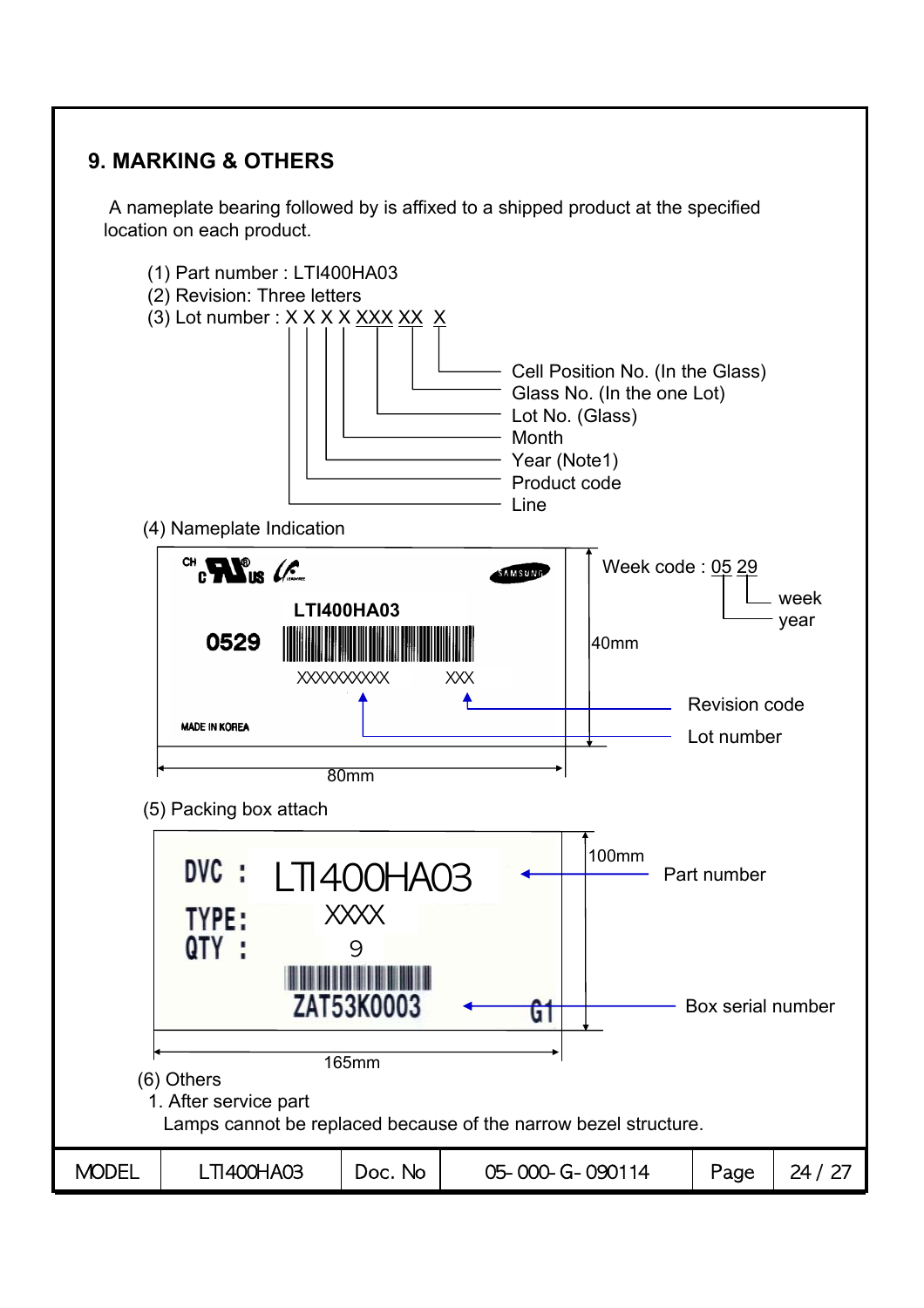## 9. MARKING & OTHERS

A nameplate bearing followed by is affixed to a shipped product at the specified location on each product.

(1) Part number : LTI400HA03

(2) Revision: Three letters

(3) Lot number : X X X X XXX XX X

- Cell Position No. (In the Glass)
- Glass No. (In the one Lot)
- Lot No. (Glass)
- Month
- Year (Note1)
- Product code
- Line

(4) Nameplate Indication

LTI400HA03

0529

XXXXXXXXXX XXX

MADE IN KOREA

Week code : 05 29 (year, week)

40mm

80mm

Revision code

Lot number

(5) Packing box attach

DVC : LTI400HA03

TYPE: XXXX

QTY : 9

ZAT53K0003 G1

100mm

165mm

Part number

Box serial number

(6) Others

1. After service part

   Lamps cannot be replaced because of the narrow bezel structure.

| MODEL | LTI400HA03 | Doc. No | 05-000-G-090114 | Page | 24 / 27 |
|---|---|---|---|---|---|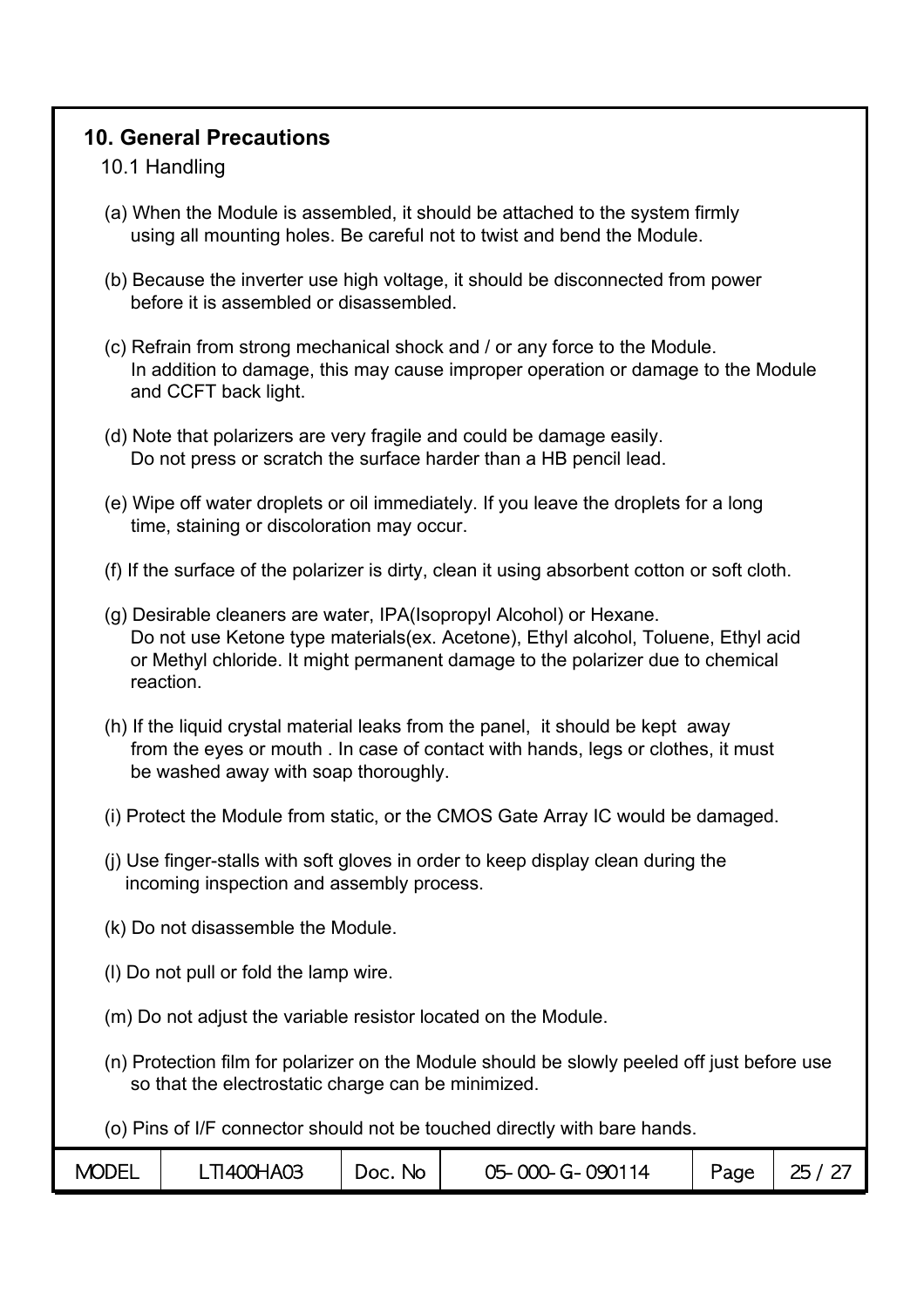## 10. General Precautions

### 10.1 Handling

(a) When the Module is assembled, it should be attached to the system firmly using all mounting holes. Be careful not to twist and bend the Module.

(b) Because the inverter use high voltage, it should be disconnected from power before it is assembled or disassembled.

(c) Refrain from strong mechanical shock and / or any force to the Module. In addition to damage, this may cause improper operation or damage to the Module and CCFT back light.

(d) Note that polarizers are very fragile and could be damage easily. Do not press or scratch the surface harder than a HB pencil lead.

(e) Wipe off water droplets or oil immediately. If you leave the droplets for a long time, staining or discoloration may occur.

(f) If the surface of the polarizer is dirty, clean it using absorbent cotton or soft cloth.

(g) Desirable cleaners are water, IPA(Isopropyl Alcohol) or Hexane. Do not use Ketone type materials(ex. Acetone), Ethyl alcohol, Toluene, Ethyl acid or Methyl chloride. It might permanent damage to the polarizer due to chemical reaction.

(h) If the liquid crystal material leaks from the panel, it should be kept away from the eyes or mouth . In case of contact with hands, legs or clothes, it must be washed away with soap thoroughly.

(i) Protect the Module from static, or the CMOS Gate Array IC would be damaged.

(j) Use finger-stalls with soft gloves in order to keep display clean during the incoming inspection and assembly process.

(k) Do not disassemble the Module.

(l) Do not pull or fold the lamp wire.

(m) Do not adjust the variable resistor located on the Module.

(n) Protection film for polarizer on the Module should be slowly peeled off just before use so that the electrostatic charge can be minimized.

(o) Pins of I/F connector should not be touched directly with bare hands.

| MODEL | LTI400HA03 | Doc. No | 05-000-G-090114 |
|---|---|---|---|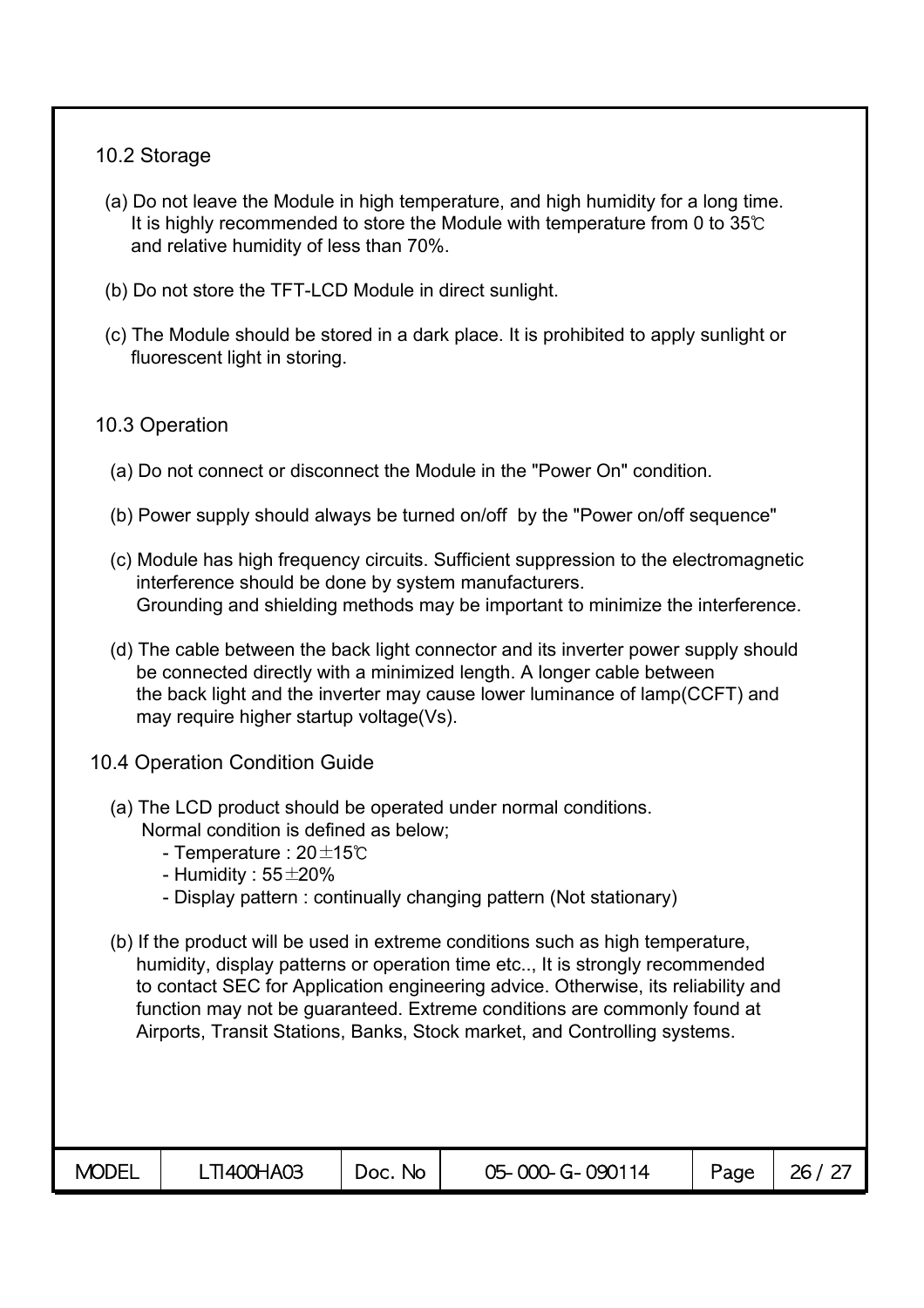## 10.2 Storage

(a) Do not leave the Module in high temperature, and high humidity for a long time. It is highly recommended to store the Module with temperature from 0 to 35℃ and relative humidity of less than 70%.

(b) Do not store the TFT-LCD Module in direct sunlight.

(c) The Module should be stored in a dark place. It is prohibited to apply sunlight or fluorescent light in storing.

## 10.3 Operation

(a) Do not connect or disconnect the Module in the "Power On" condition.

(b) Power supply should always be turned on/off by the "Power on/off sequence"

(c) Module has high frequency circuits. Sufficient suppression to the electromagnetic interference should be done by system manufacturers. Grounding and shielding methods may be important to minimize the interference.

(d) The cable between the back light connector and its inverter power supply should be connected directly with a minimized length. A longer cable between the back light and the inverter may cause lower luminance of lamp(CCFT) and may require higher startup voltage(Vs).

## 10.4 Operation Condition Guide

(a) The LCD product should be operated under normal conditions. Normal condition is defined as below;
  - Temperature : 20±15℃
  - Humidity : 55±20%
  - Display pattern : continually changing pattern (Not stationary)

(b) If the product will be used in extreme conditions such as high temperature, humidity, display patterns or operation time etc.., It is strongly recommended to contact SEC for Application engineering advice. Otherwise, its reliability and function may not be guaranteed. Extreme conditions are commonly found at Airports, Transit Stations, Banks, Stock market, and Controlling systems.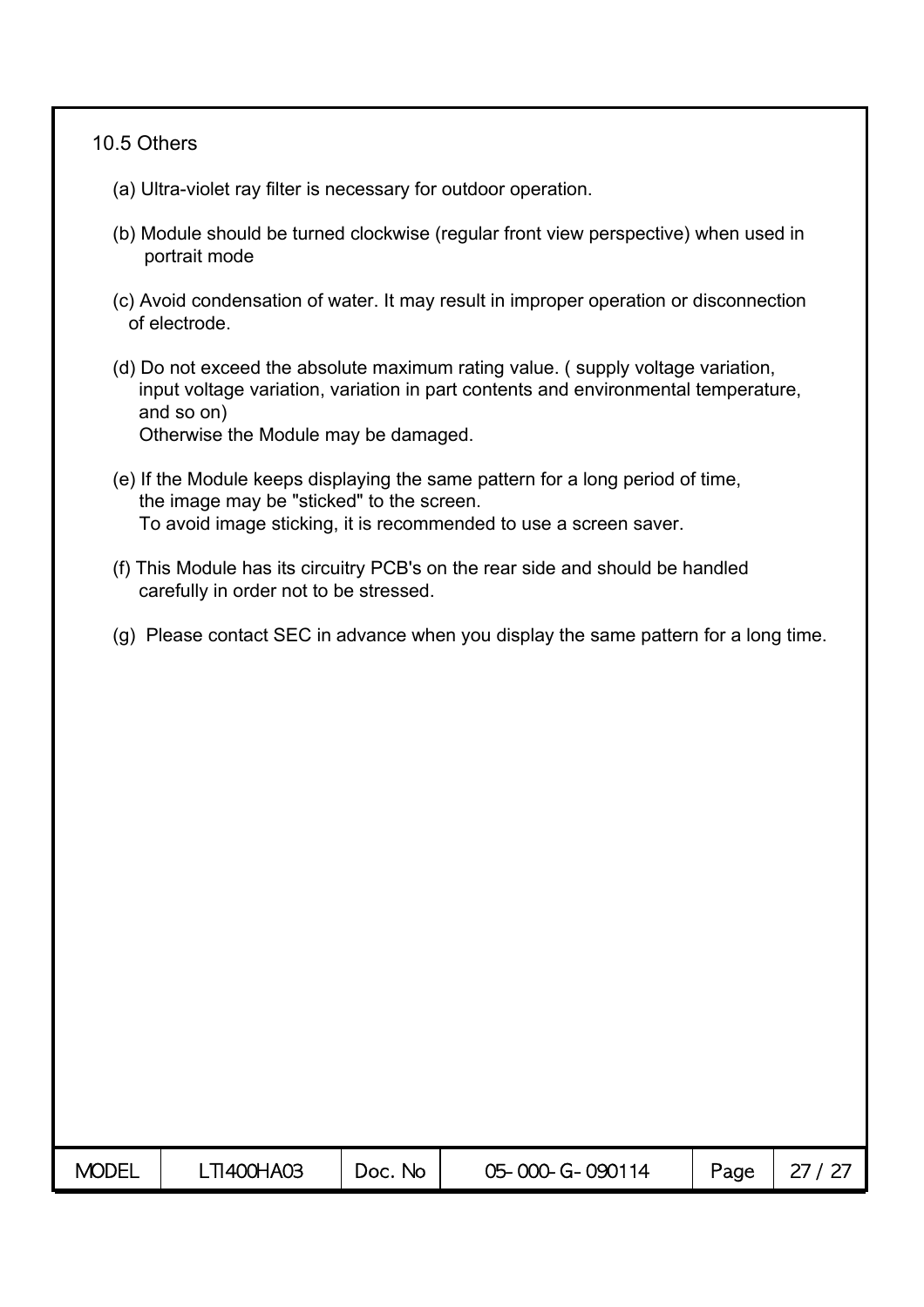### 10.5 Others

(a) Ultra-violet ray filter is necessary for outdoor operation.

(b) Module should be turned clockwise (regular front view perspective) when used in portrait mode

(c) Avoid condensation of water. It may result in improper operation or disconnection of electrode.

(d) Do not exceed the absolute maximum rating value. ( supply voltage variation, input voltage variation, variation in part contents and environmental temperature, and so on)
Otherwise the Module may be damaged.

(e) If the Module keeps displaying the same pattern for a long period of time, the image may be "sticked" to the screen.
To avoid image sticking, it is recommended to use a screen saver.

(f) This Module has its circuitry PCB's on the rear side and should be handled carefully in order not to be stressed.

(g) Please contact SEC in advance when you display the same pattern for a long time.